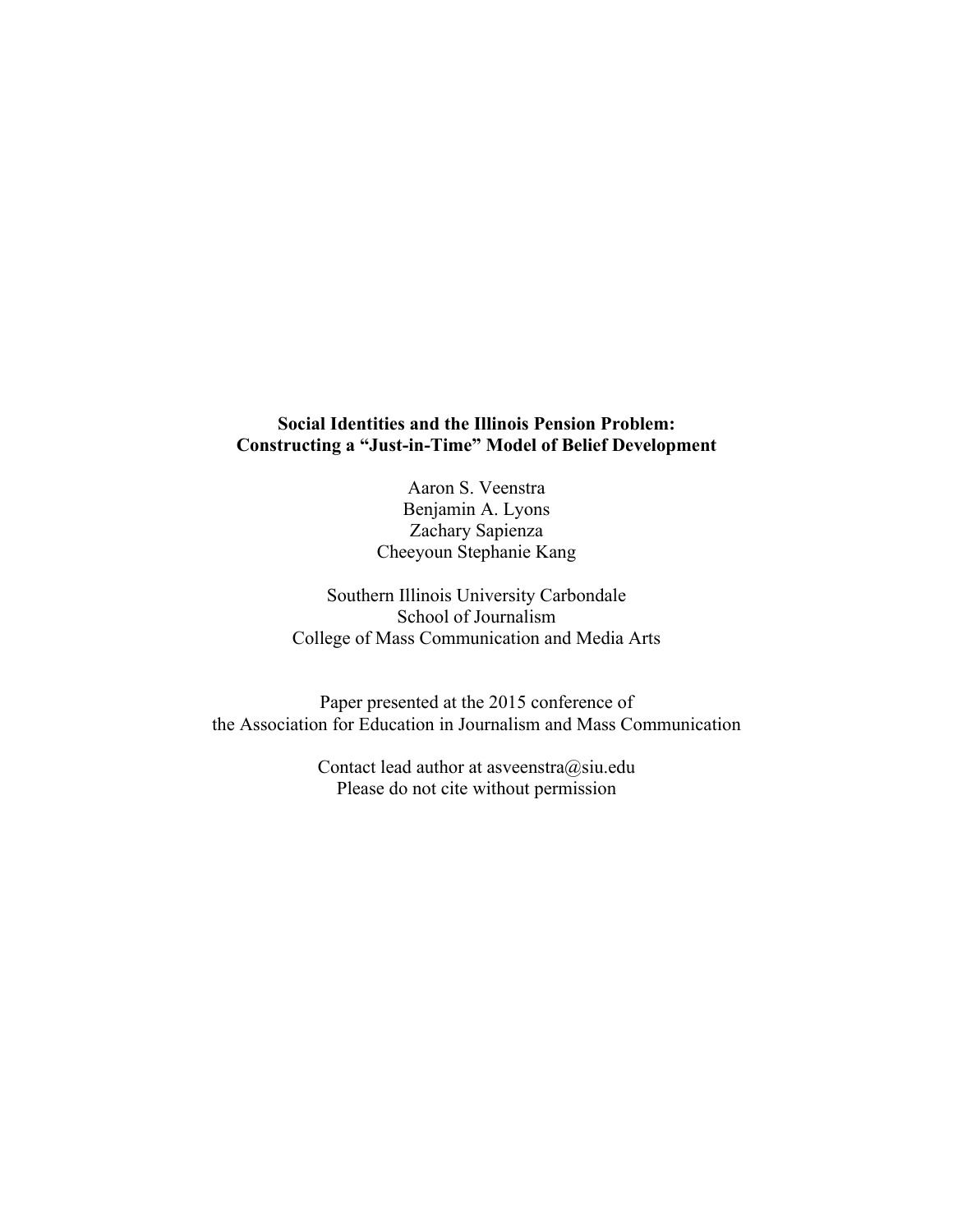# Social Identities and the Illinois Pension Problem: Constructing a "Just-in-Time" Model of Belief Development

Aaron S. Veenstra
Benjamin A. Lyons
Zachary Sapienza
Cheeyoun Stephanie Kang

Southern Illinois University Carbondale
School of Journalism
College of Mass Communication and Media Arts

Paper presented at the 2015 conference of
the Association for Education in Journalism and Mass Communication

Contact lead author at asveenstra@siu.edu
Please do not cite without permission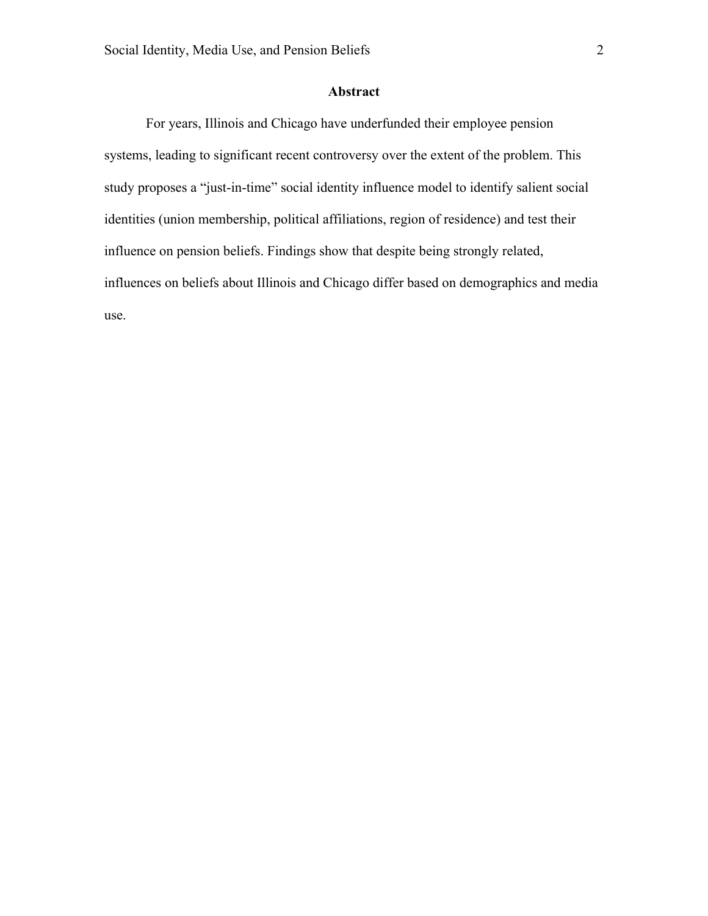## Abstract

For years, Illinois and Chicago have underfunded their employee pension systems, leading to significant recent controversy over the extent of the problem. This study proposes a "just-in-time" social identity influence model to identify salient social identities (union membership, political affiliations, region of residence) and test their influence on pension beliefs. Findings show that despite being strongly related, influences on beliefs about Illinois and Chicago differ based on demographics and media use.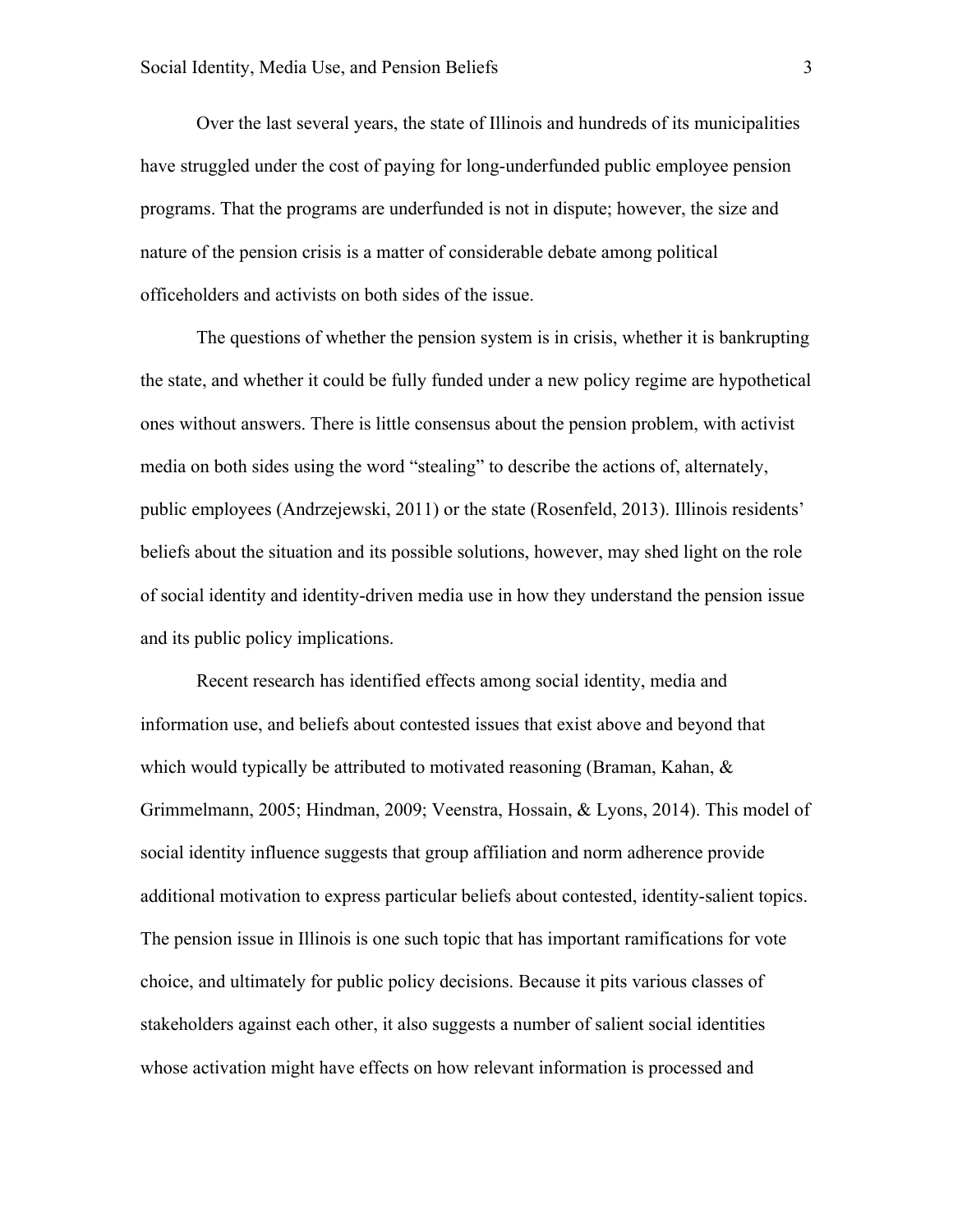Over the last several years, the state of Illinois and hundreds of its municipalities have struggled under the cost of paying for long-underfunded public employee pension programs. That the programs are underfunded is not in dispute; however, the size and nature of the pension crisis is a matter of considerable debate among political officeholders and activists on both sides of the issue.

The questions of whether the pension system is in crisis, whether it is bankrupting the state, and whether it could be fully funded under a new policy regime are hypothetical ones without answers. There is little consensus about the pension problem, with activist media on both sides using the word "stealing" to describe the actions of, alternately, public employees (Andrzejewski, 2011) or the state (Rosenfeld, 2013). Illinois residents' beliefs about the situation and its possible solutions, however, may shed light on the role of social identity and identity-driven media use in how they understand the pension issue and its public policy implications.

Recent research has identified effects among social identity, media and information use, and beliefs about contested issues that exist above and beyond that which would typically be attributed to motivated reasoning (Braman, Kahan, & Grimmelmann, 2005; Hindman, 2009; Veenstra, Hossain, & Lyons, 2014). This model of social identity influence suggests that group affiliation and norm adherence provide additional motivation to express particular beliefs about contested, identity-salient topics. The pension issue in Illinois is one such topic that has important ramifications for vote choice, and ultimately for public policy decisions. Because it pits various classes of stakeholders against each other, it also suggests a number of salient social identities whose activation might have effects on how relevant information is processed and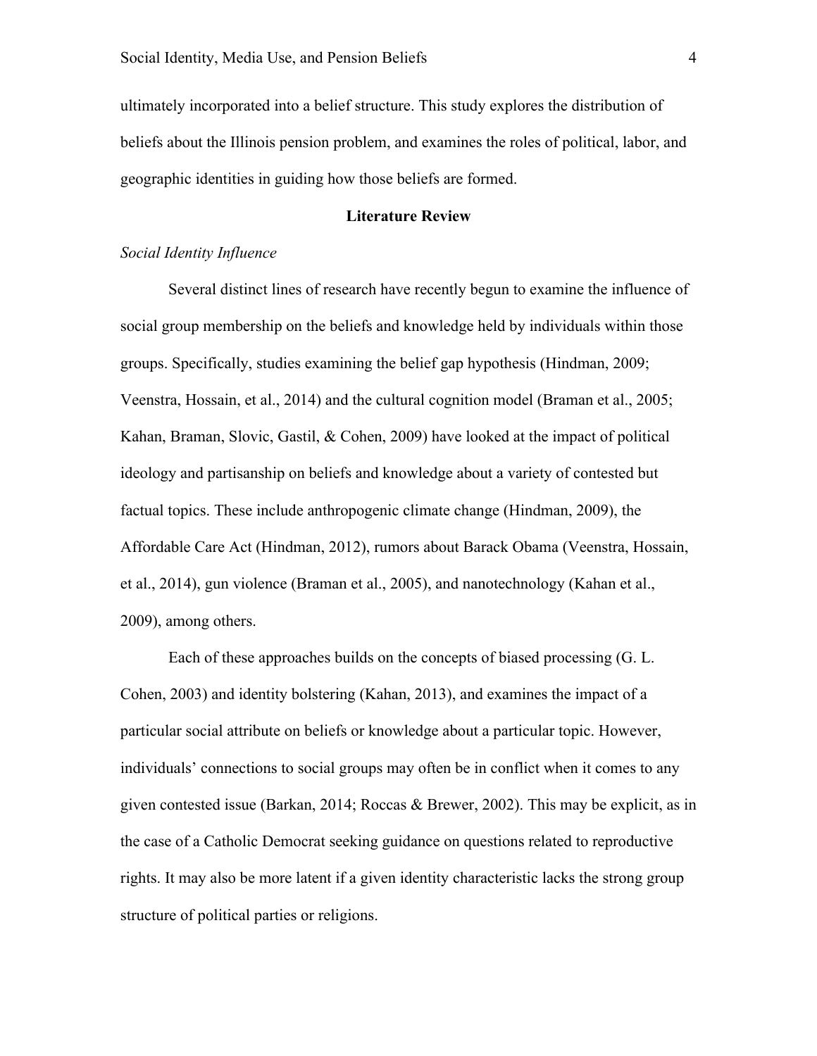ultimately incorporated into a belief structure. This study explores the distribution of beliefs about the Illinois pension problem, and examines the roles of political, labor, and geographic identities in guiding how those beliefs are formed.

## Literature Review

### *Social Identity Influence*

Several distinct lines of research have recently begun to examine the influence of social group membership on the beliefs and knowledge held by individuals within those groups. Specifically, studies examining the belief gap hypothesis (Hindman, 2009; Veenstra, Hossain, et al., 2014) and the cultural cognition model (Braman et al., 2005; Kahan, Braman, Slovic, Gastil, & Cohen, 2009) have looked at the impact of political ideology and partisanship on beliefs and knowledge about a variety of contested but factual topics. These include anthropogenic climate change (Hindman, 2009), the Affordable Care Act (Hindman, 2012), rumors about Barack Obama (Veenstra, Hossain, et al., 2014), gun violence (Braman et al., 2005), and nanotechnology (Kahan et al., 2009), among others.

Each of these approaches builds on the concepts of biased processing (G. L. Cohen, 2003) and identity bolstering (Kahan, 2013), and examines the impact of a particular social attribute on beliefs or knowledge about a particular topic. However, individuals' connections to social groups may often be in conflict when it comes to any given contested issue (Barkan, 2014; Roccas & Brewer, 2002). This may be explicit, as in the case of a Catholic Democrat seeking guidance on questions related to reproductive rights. It may also be more latent if a given identity characteristic lacks the strong group structure of political parties or religions.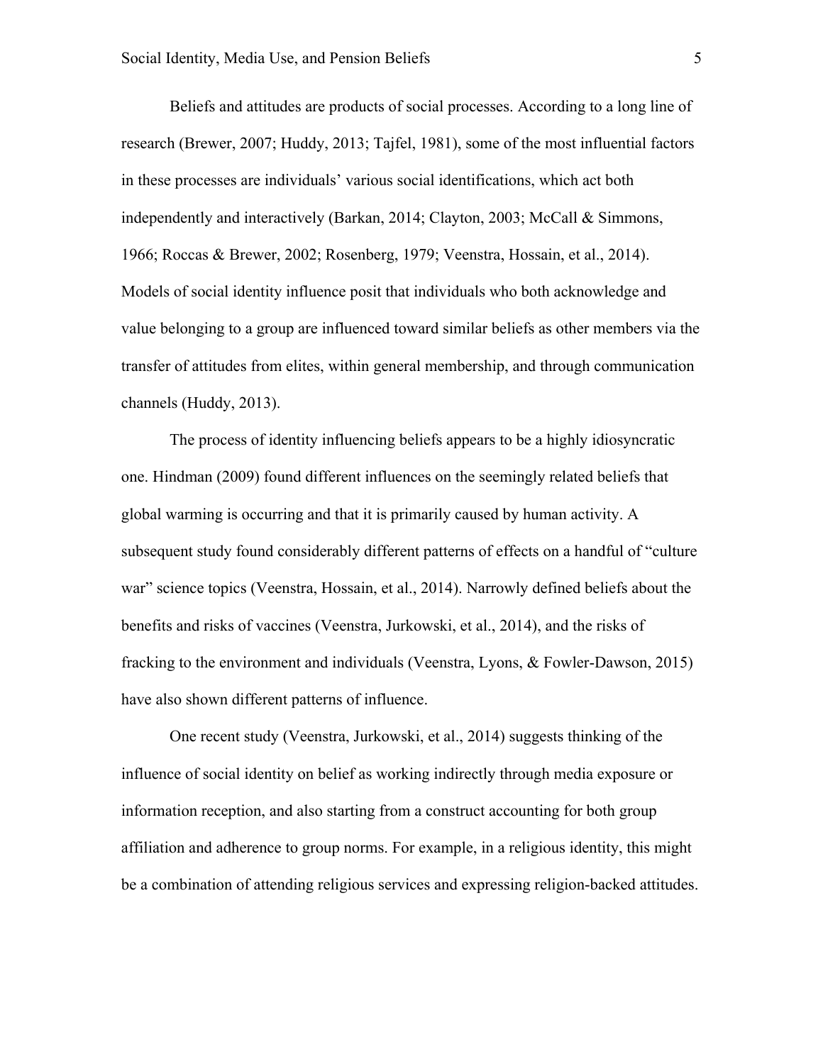Beliefs and attitudes are products of social processes. According to a long line of research (Brewer, 2007; Huddy, 2013; Tajfel, 1981), some of the most influential factors in these processes are individuals' various social identifications, which act both independently and interactively (Barkan, 2014; Clayton, 2003; McCall & Simmons, 1966; Roccas & Brewer, 2002; Rosenberg, 1979; Veenstra, Hossain, et al., 2014). Models of social identity influence posit that individuals who both acknowledge and value belonging to a group are influenced toward similar beliefs as other members via the transfer of attitudes from elites, within general membership, and through communication channels (Huddy, 2013).

The process of identity influencing beliefs appears to be a highly idiosyncratic one. Hindman (2009) found different influences on the seemingly related beliefs that global warming is occurring and that it is primarily caused by human activity. A subsequent study found considerably different patterns of effects on a handful of "culture war" science topics (Veenstra, Hossain, et al., 2014). Narrowly defined beliefs about the benefits and risks of vaccines (Veenstra, Jurkowski, et al., 2014), and the risks of fracking to the environment and individuals (Veenstra, Lyons, & Fowler-Dawson, 2015) have also shown different patterns of influence.

One recent study (Veenstra, Jurkowski, et al., 2014) suggests thinking of the influence of social identity on belief as working indirectly through media exposure or information reception, and also starting from a construct accounting for both group affiliation and adherence to group norms. For example, in a religious identity, this might be a combination of attending religious services and expressing religion-backed attitudes.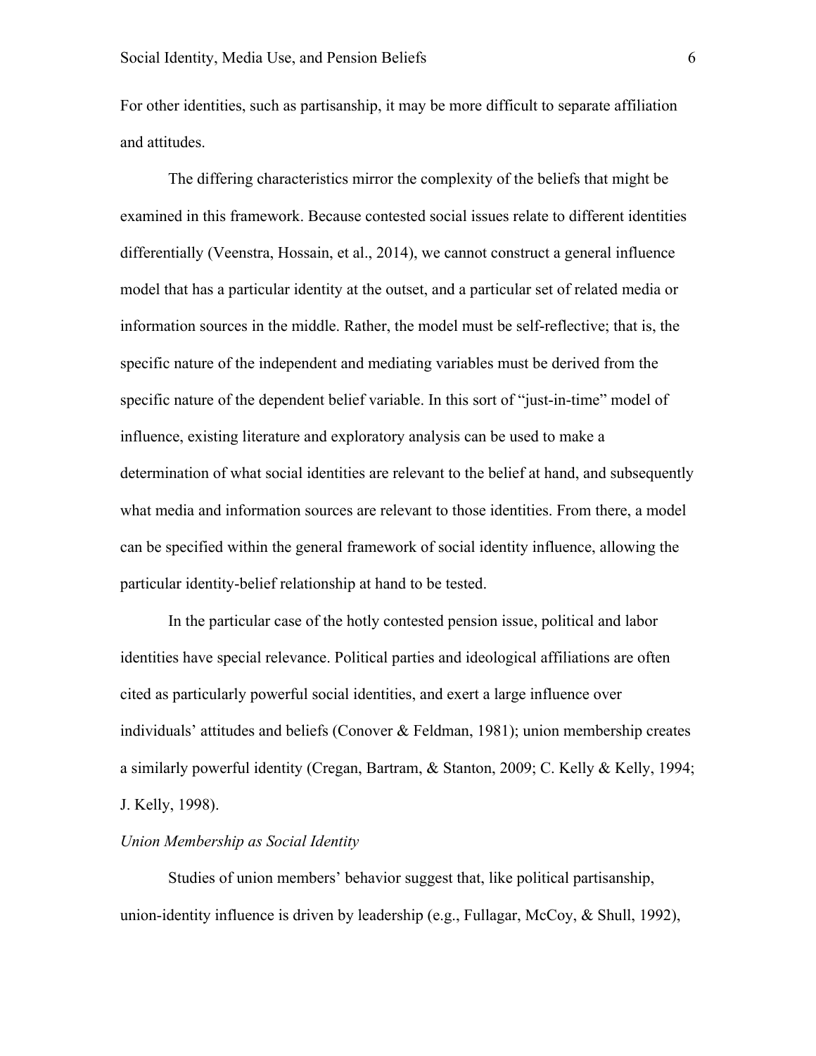For other identities, such as partisanship, it may be more difficult to separate affiliation and attitudes.

The differing characteristics mirror the complexity of the beliefs that might be examined in this framework. Because contested social issues relate to different identities differentially (Veenstra, Hossain, et al., 2014), we cannot construct a general influence model that has a particular identity at the outset, and a particular set of related media or information sources in the middle. Rather, the model must be self-reflective; that is, the specific nature of the independent and mediating variables must be derived from the specific nature of the dependent belief variable. In this sort of "just-in-time" model of influence, existing literature and exploratory analysis can be used to make a determination of what social identities are relevant to the belief at hand, and subsequently what media and information sources are relevant to those identities. From there, a model can be specified within the general framework of social identity influence, allowing the particular identity-belief relationship at hand to be tested.

In the particular case of the hotly contested pension issue, political and labor identities have special relevance. Political parties and ideological affiliations are often cited as particularly powerful social identities, and exert a large influence over individuals' attitudes and beliefs (Conover & Feldman, 1981); union membership creates a similarly powerful identity (Cregan, Bartram, & Stanton, 2009; C. Kelly & Kelly, 1994; J. Kelly, 1998).

### *Union Membership as Social Identity*

Studies of union members' behavior suggest that, like political partisanship, union-identity influence is driven by leadership (e.g., Fullagar, McCoy, & Shull, 1992),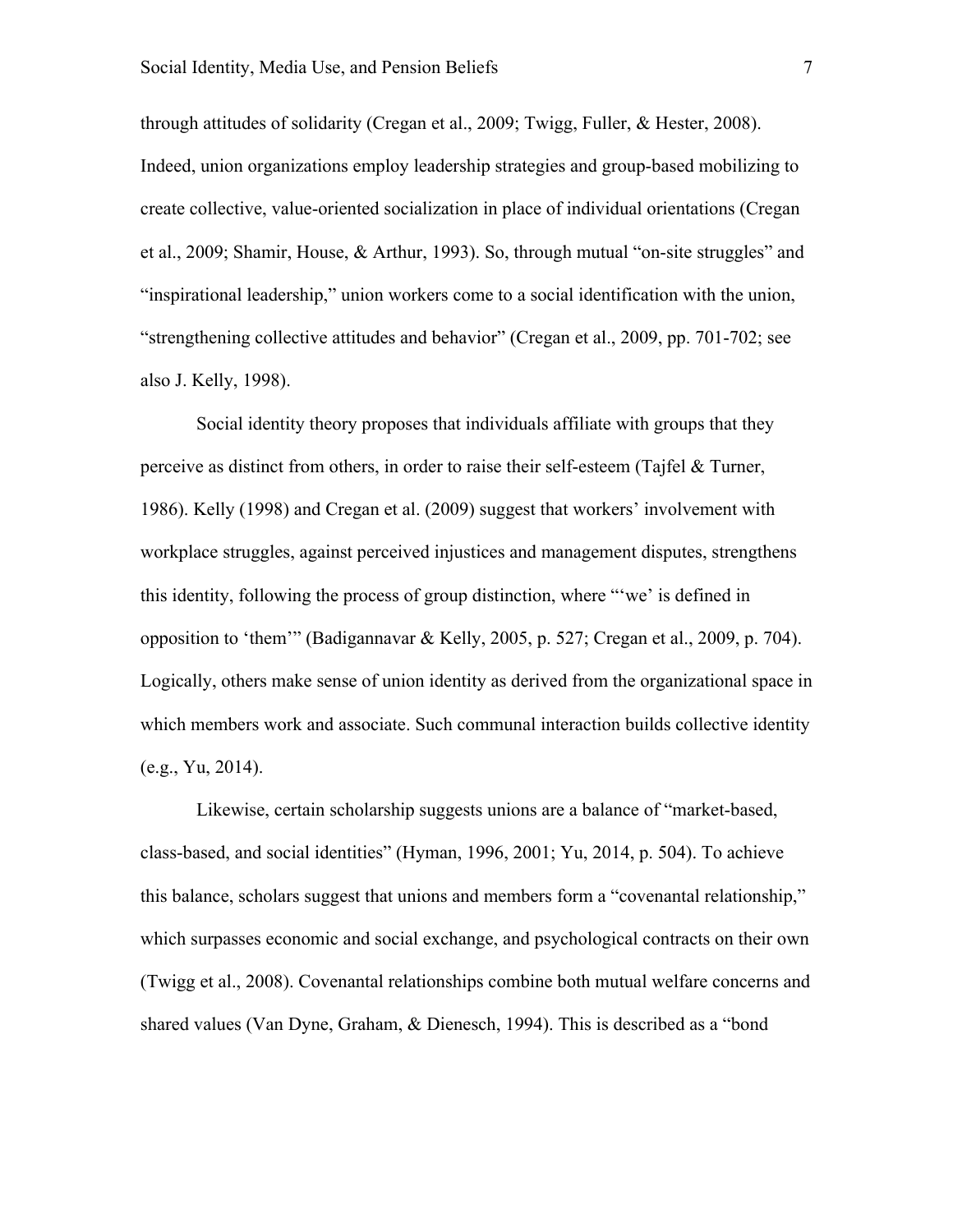through attitudes of solidarity (Cregan et al., 2009; Twigg, Fuller, & Hester, 2008). Indeed, union organizations employ leadership strategies and group-based mobilizing to create collective, value-oriented socialization in place of individual orientations (Cregan et al., 2009; Shamir, House, & Arthur, 1993). So, through mutual "on-site struggles" and "inspirational leadership," union workers come to a social identification with the union, "strengthening collective attitudes and behavior" (Cregan et al., 2009, pp. 701-702; see also J. Kelly, 1998).

Social identity theory proposes that individuals affiliate with groups that they perceive as distinct from others, in order to raise their self-esteem (Tajfel & Turner, 1986). Kelly (1998) and Cregan et al. (2009) suggest that workers' involvement with workplace struggles, against perceived injustices and management disputes, strengthens this identity, following the process of group distinction, where "'we' is defined in opposition to 'them'" (Badigannavar & Kelly, 2005, p. 527; Cregan et al., 2009, p. 704). Logically, others make sense of union identity as derived from the organizational space in which members work and associate. Such communal interaction builds collective identity (e.g., Yu, 2014).

Likewise, certain scholarship suggests unions are a balance of "market-based, class-based, and social identities" (Hyman, 1996, 2001; Yu, 2014, p. 504). To achieve this balance, scholars suggest that unions and members form a "covenantal relationship," which surpasses economic and social exchange, and psychological contracts on their own (Twigg et al., 2008). Covenantal relationships combine both mutual welfare concerns and shared values (Van Dyne, Graham, & Dienesch, 1994). This is described as a "bond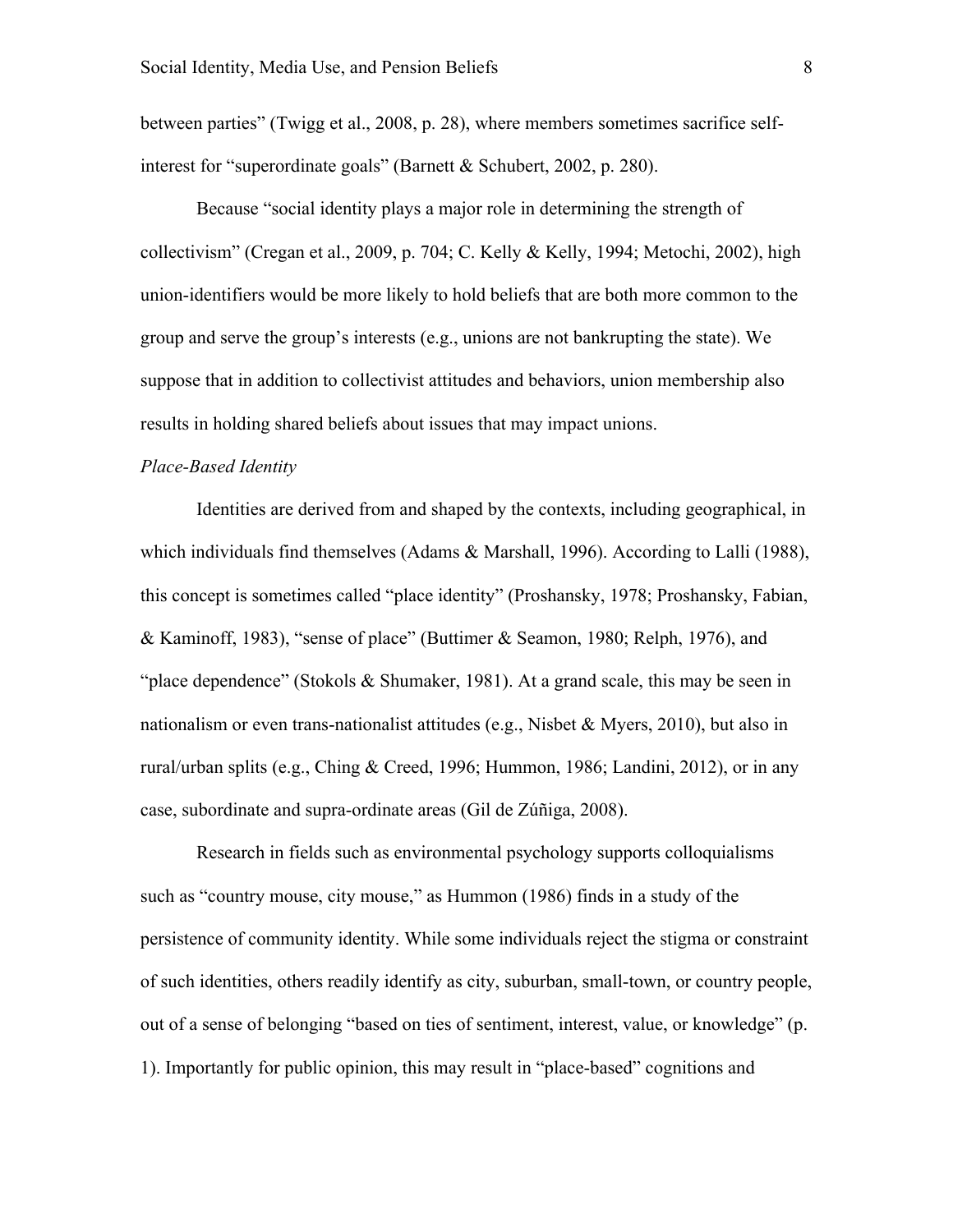between parties" (Twigg et al., 2008, p. 28), where members sometimes sacrifice self-interest for "superordinate goals" (Barnett & Schubert, 2002, p. 280).

Because "social identity plays a major role in determining the strength of collectivism" (Cregan et al., 2009, p. 704; C. Kelly & Kelly, 1994; Metochi, 2002), high union-identifiers would be more likely to hold beliefs that are both more common to the group and serve the group's interests (e.g., unions are not bankrupting the state). We suppose that in addition to collectivist attitudes and behaviors, union membership also results in holding shared beliefs about issues that may impact unions.

*Place-Based Identity*

Identities are derived from and shaped by the contexts, including geographical, in which individuals find themselves (Adams & Marshall, 1996). According to Lalli (1988), this concept is sometimes called "place identity" (Proshansky, 1978; Proshansky, Fabian, & Kaminoff, 1983), "sense of place" (Buttimer & Seamon, 1980; Relph, 1976), and "place dependence" (Stokols & Shumaker, 1981). At a grand scale, this may be seen in nationalism or even trans-nationalist attitudes (e.g., Nisbet & Myers, 2010), but also in rural/urban splits (e.g., Ching & Creed, 1996; Hummon, 1986; Landini, 2012), or in any case, subordinate and supra-ordinate areas (Gil de Zúñiga, 2008).

Research in fields such as environmental psychology supports colloquialisms such as "country mouse, city mouse," as Hummon (1986) finds in a study of the persistence of community identity. While some individuals reject the stigma or constraint of such identities, others readily identify as city, suburban, small-town, or country people, out of a sense of belonging "based on ties of sentiment, interest, value, or knowledge" (p. 1). Importantly for public opinion, this may result in "place-based" cognitions and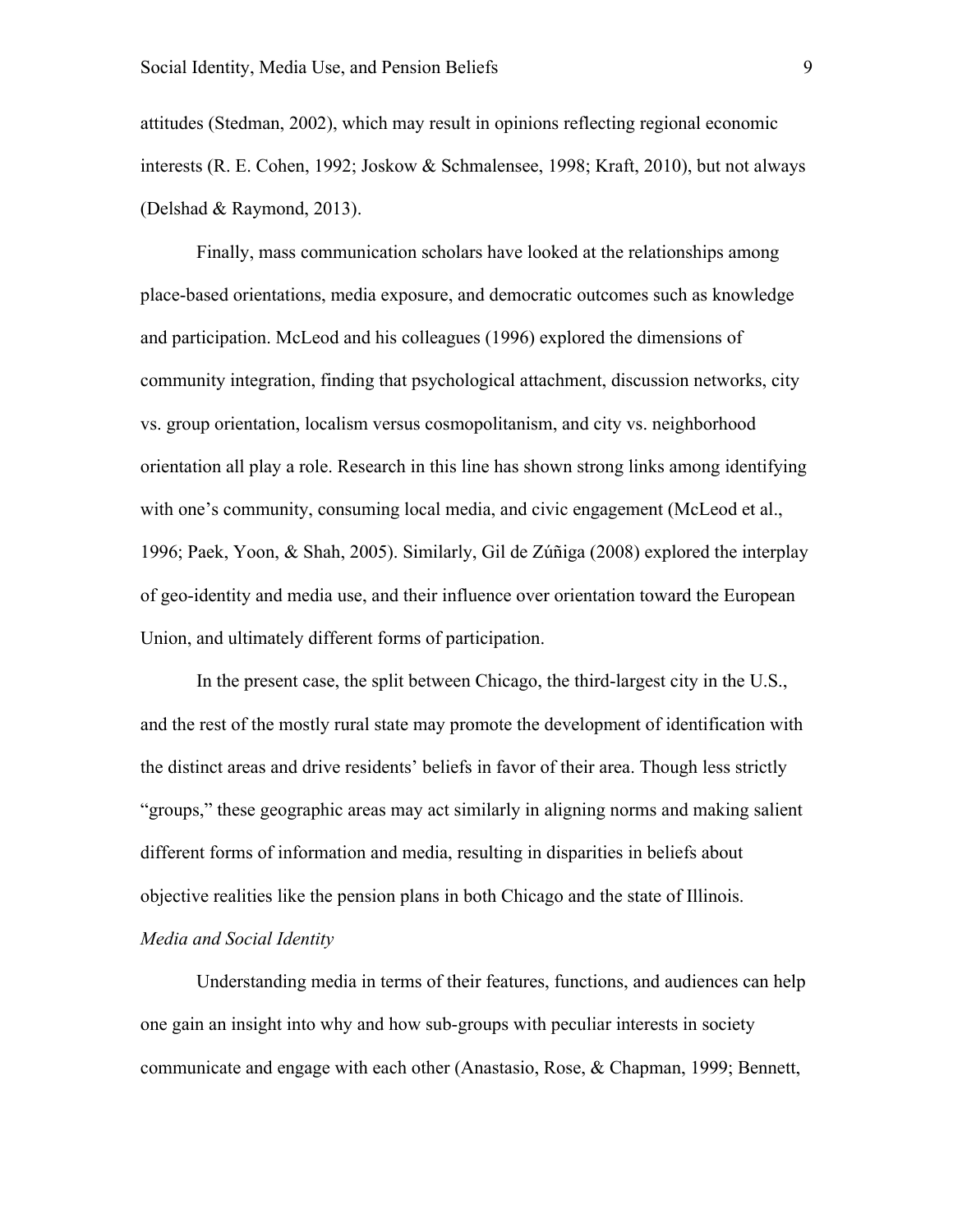attitudes (Stedman, 2002), which may result in opinions reflecting regional economic interests (R. E. Cohen, 1992; Joskow & Schmalensee, 1998; Kraft, 2010), but not always (Delshad & Raymond, 2013).

Finally, mass communication scholars have looked at the relationships among place-based orientations, media exposure, and democratic outcomes such as knowledge and participation. McLeod and his colleagues (1996) explored the dimensions of community integration, finding that psychological attachment, discussion networks, city vs. group orientation, localism versus cosmopolitanism, and city vs. neighborhood orientation all play a role. Research in this line has shown strong links among identifying with one's community, consuming local media, and civic engagement (McLeod et al., 1996; Paek, Yoon, & Shah, 2005). Similarly, Gil de Zúñiga (2008) explored the interplay of geo-identity and media use, and their influence over orientation toward the European Union, and ultimately different forms of participation.

In the present case, the split between Chicago, the third-largest city in the U.S., and the rest of the mostly rural state may promote the development of identification with the distinct areas and drive residents' beliefs in favor of their area. Though less strictly "groups," these geographic areas may act similarly in aligning norms and making salient different forms of information and media, resulting in disparities in beliefs about objective realities like the pension plans in both Chicago and the state of Illinois.

*Media and Social Identity*

Understanding media in terms of their features, functions, and audiences can help one gain an insight into why and how sub-groups with peculiar interests in society communicate and engage with each other (Anastasio, Rose, & Chapman, 1999; Bennett,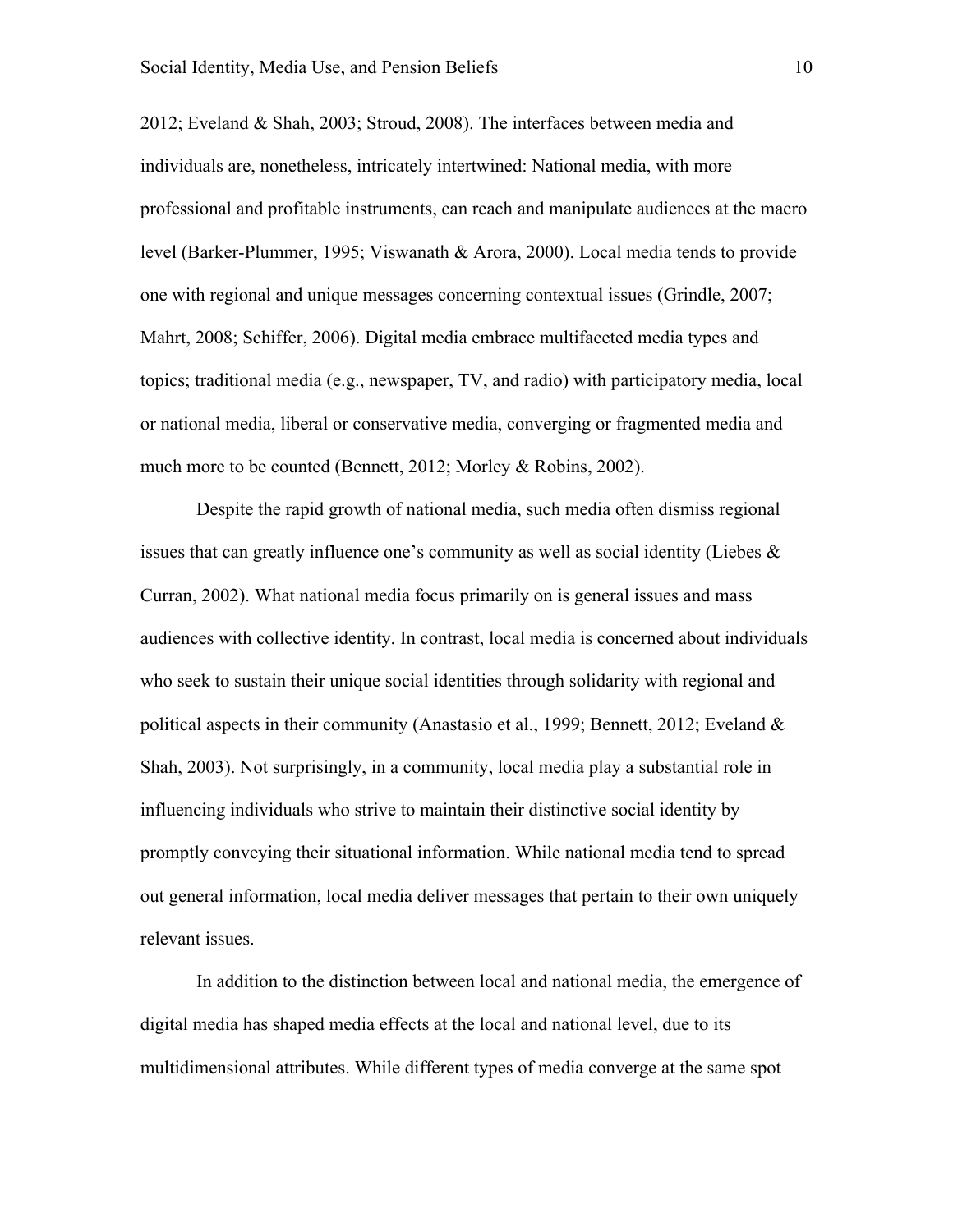2012; Eveland & Shah, 2003; Stroud, 2008). The interfaces between media and individuals are, nonetheless, intricately intertwined: National media, with more professional and profitable instruments, can reach and manipulate audiences at the macro level (Barker-Plummer, 1995; Viswanath & Arora, 2000). Local media tends to provide one with regional and unique messages concerning contextual issues (Grindle, 2007; Mahrt, 2008; Schiffer, 2006). Digital media embrace multifaceted media types and topics; traditional media (e.g., newspaper, TV, and radio) with participatory media, local or national media, liberal or conservative media, converging or fragmented media and much more to be counted (Bennett, 2012; Morley & Robins, 2002).

Despite the rapid growth of national media, such media often dismiss regional issues that can greatly influence one's community as well as social identity (Liebes & Curran, 2002). What national media focus primarily on is general issues and mass audiences with collective identity. In contrast, local media is concerned about individuals who seek to sustain their unique social identities through solidarity with regional and political aspects in their community (Anastasio et al., 1999; Bennett, 2012; Eveland & Shah, 2003). Not surprisingly, in a community, local media play a substantial role in influencing individuals who strive to maintain their distinctive social identity by promptly conveying their situational information. While national media tend to spread out general information, local media deliver messages that pertain to their own uniquely relevant issues.

In addition to the distinction between local and national media, the emergence of digital media has shaped media effects at the local and national level, due to its multidimensional attributes. While different types of media converge at the same spot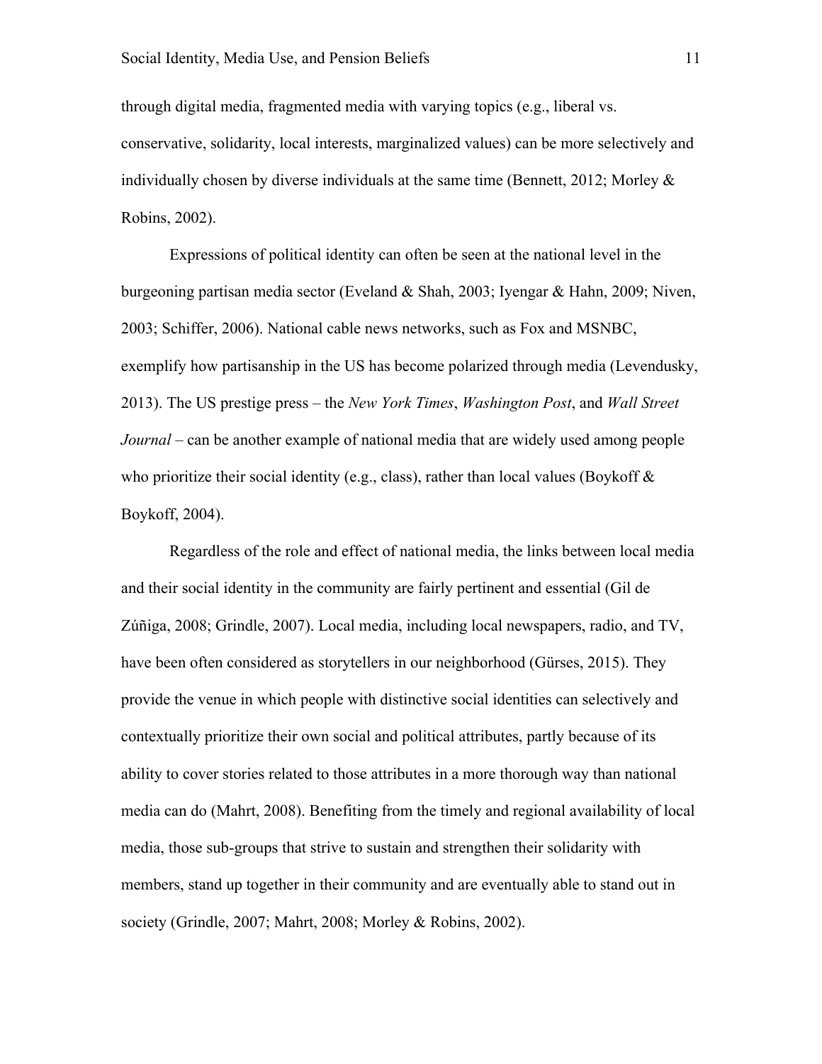through digital media, fragmented media with varying topics (e.g., liberal vs. conservative, solidarity, local interests, marginalized values) can be more selectively and individually chosen by diverse individuals at the same time (Bennett, 2012; Morley & Robins, 2002).

Expressions of political identity can often be seen at the national level in the burgeoning partisan media sector (Eveland & Shah, 2003; Iyengar & Hahn, 2009; Niven, 2003; Schiffer, 2006). National cable news networks, such as Fox and MSNBC, exemplify how partisanship in the US has become polarized through media (Levendusky, 2013). The US prestige press – the *New York Times*, *Washington Post*, and *Wall Street Journal* – can be another example of national media that are widely used among people who prioritize their social identity (e.g., class), rather than local values (Boykoff & Boykoff, 2004).

Regardless of the role and effect of national media, the links between local media and their social identity in the community are fairly pertinent and essential (Gil de Zúñiga, 2008; Grindle, 2007). Local media, including local newspapers, radio, and TV, have been often considered as storytellers in our neighborhood (Gürses, 2015). They provide the venue in which people with distinctive social identities can selectively and contextually prioritize their own social and political attributes, partly because of its ability to cover stories related to those attributes in a more thorough way than national media can do (Mahrt, 2008). Benefiting from the timely and regional availability of local media, those sub-groups that strive to sustain and strengthen their solidarity with members, stand up together in their community and are eventually able to stand out in society (Grindle, 2007; Mahrt, 2008; Morley & Robins, 2002).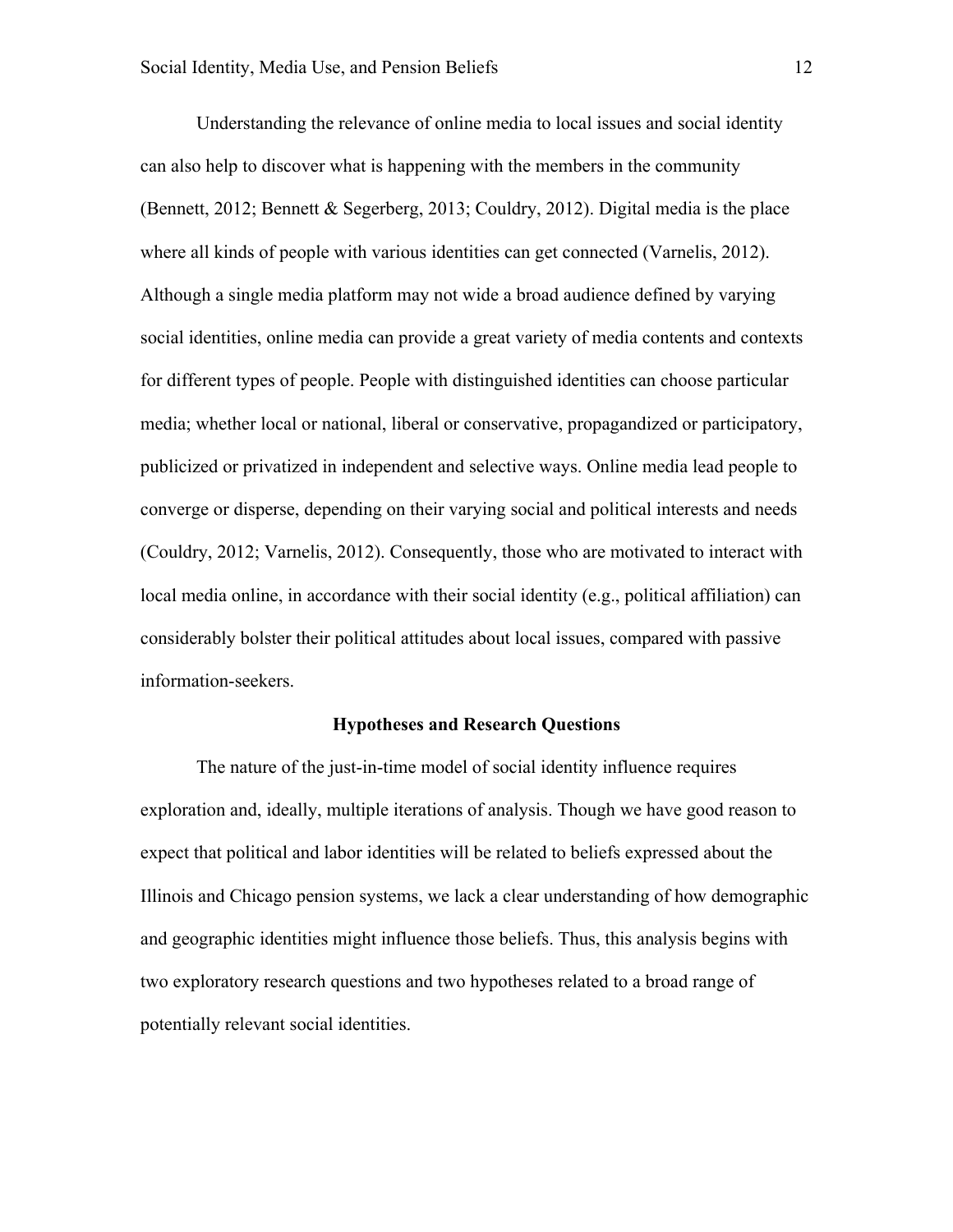Understanding the relevance of online media to local issues and social identity can also help to discover what is happening with the members in the community (Bennett, 2012; Bennett & Segerberg, 2013; Couldry, 2012). Digital media is the place where all kinds of people with various identities can get connected (Varnelis, 2012). Although a single media platform may not wide a broad audience defined by varying social identities, online media can provide a great variety of media contents and contexts for different types of people. People with distinguished identities can choose particular media; whether local or national, liberal or conservative, propagandized or participatory, publicized or privatized in independent and selective ways. Online media lead people to converge or disperse, depending on their varying social and political interests and needs (Couldry, 2012; Varnelis, 2012). Consequently, those who are motivated to interact with local media online, in accordance with their social identity (e.g., political affiliation) can considerably bolster their political attitudes about local issues, compared with passive information-seekers.

## Hypotheses and Research Questions

The nature of the just-in-time model of social identity influence requires exploration and, ideally, multiple iterations of analysis. Though we have good reason to expect that political and labor identities will be related to beliefs expressed about the Illinois and Chicago pension systems, we lack a clear understanding of how demographic and geographic identities might influence those beliefs. Thus, this analysis begins with two exploratory research questions and two hypotheses related to a broad range of potentially relevant social identities.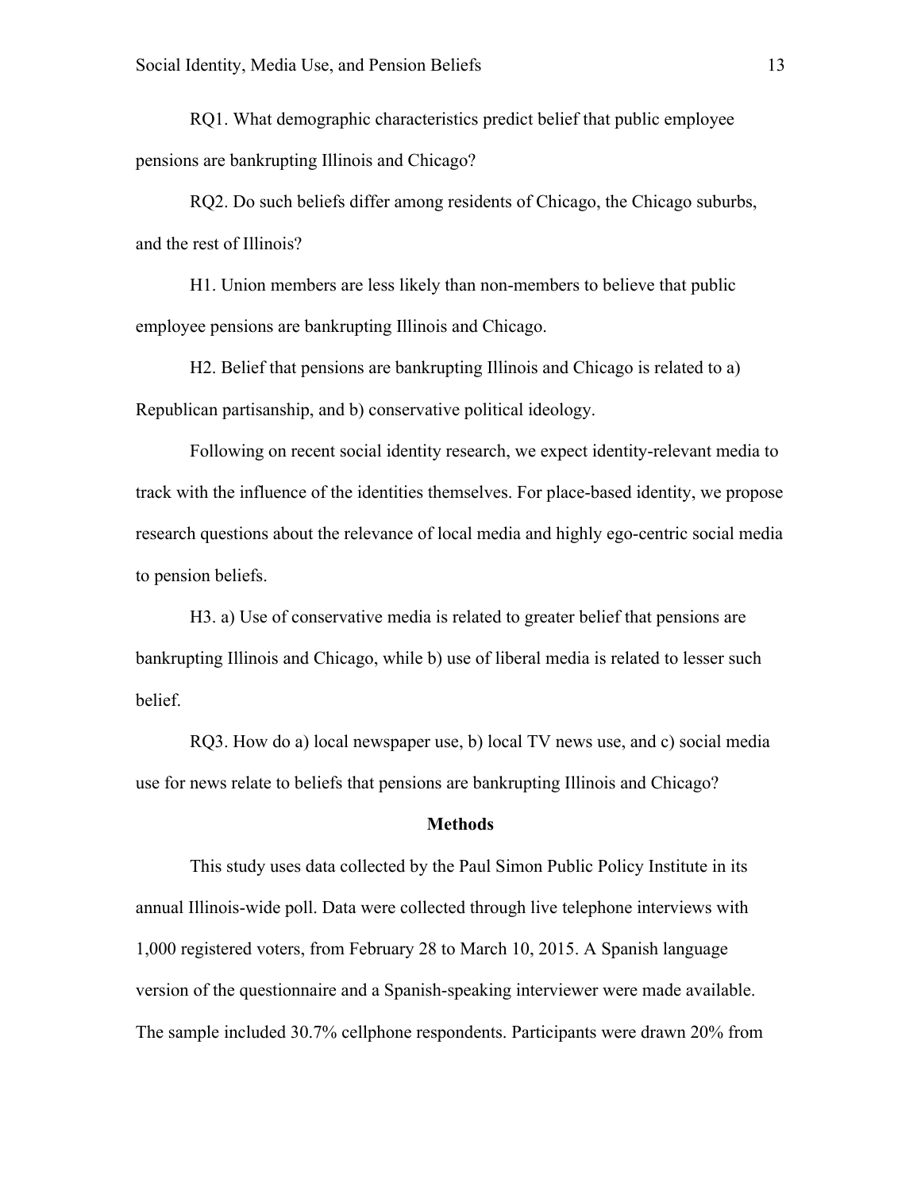RQ1. What demographic characteristics predict belief that public employee pensions are bankrupting Illinois and Chicago?

RQ2. Do such beliefs differ among residents of Chicago, the Chicago suburbs, and the rest of Illinois?

H1. Union members are less likely than non-members to believe that public employee pensions are bankrupting Illinois and Chicago.

H2. Belief that pensions are bankrupting Illinois and Chicago is related to a) Republican partisanship, and b) conservative political ideology.

Following on recent social identity research, we expect identity-relevant media to track with the influence of the identities themselves. For place-based identity, we propose research questions about the relevance of local media and highly ego-centric social media to pension beliefs.

H3. a) Use of conservative media is related to greater belief that pensions are bankrupting Illinois and Chicago, while b) use of liberal media is related to lesser such belief.

RQ3. How do a) local newspaper use, b) local TV news use, and c) social media use for news relate to beliefs that pensions are bankrupting Illinois and Chicago?

## Methods

This study uses data collected by the Paul Simon Public Policy Institute in its annual Illinois-wide poll. Data were collected through live telephone interviews with 1,000 registered voters, from February 28 to March 10, 2015. A Spanish language version of the questionnaire and a Spanish-speaking interviewer were made available. The sample included 30.7% cellphone respondents. Participants were drawn 20% from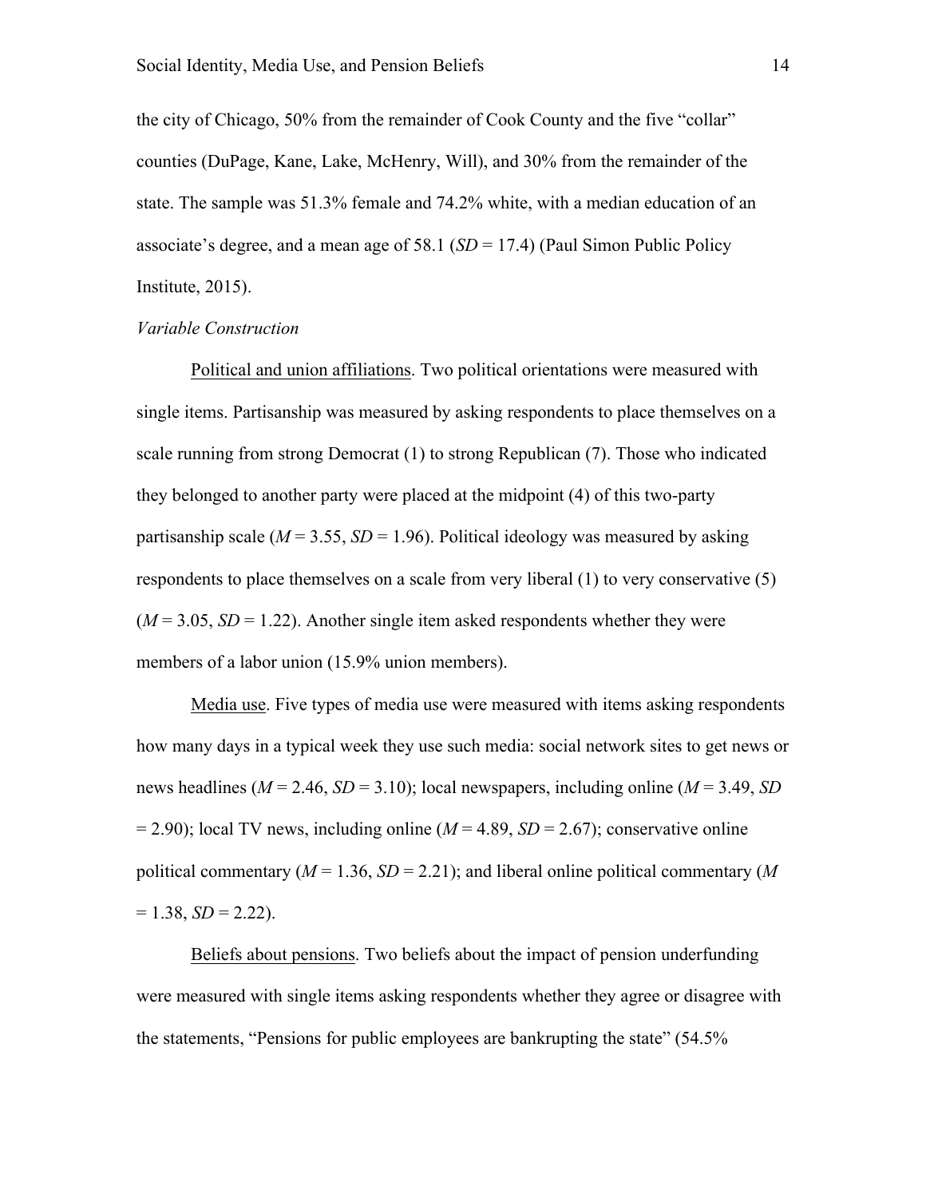the city of Chicago, 50% from the remainder of Cook County and the five "collar" counties (DuPage, Kane, Lake, McHenry, Will), and 30% from the remainder of the state. The sample was 51.3% female and 74.2% white, with a median education of an associate's degree, and a mean age of 58.1 (*SD* = 17.4) (Paul Simon Public Policy Institute, 2015).

*Variable Construction*

Political and union affiliations. Two political orientations were measured with single items. Partisanship was measured by asking respondents to place themselves on a scale running from strong Democrat (1) to strong Republican (7). Those who indicated they belonged to another party were placed at the midpoint (4) of this two-party partisanship scale (*M* = 3.55, *SD* = 1.96). Political ideology was measured by asking respondents to place themselves on a scale from very liberal (1) to very conservative (5) (*M* = 3.05, *SD* = 1.22). Another single item asked respondents whether they were members of a labor union (15.9% union members).

Media use. Five types of media use were measured with items asking respondents how many days in a typical week they use such media: social network sites to get news or news headlines (*M* = 2.46, *SD* = 3.10); local newspapers, including online (*M* = 3.49, *SD* = 2.90); local TV news, including online (*M* = 4.89, *SD* = 2.67); conservative online political commentary (*M* = 1.36, *SD* = 2.21); and liberal online political commentary (*M* = 1.38, *SD* = 2.22).

Beliefs about pensions. Two beliefs about the impact of pension underfunding were measured with single items asking respondents whether they agree or disagree with the statements, "Pensions for public employees are bankrupting the state" (54.5%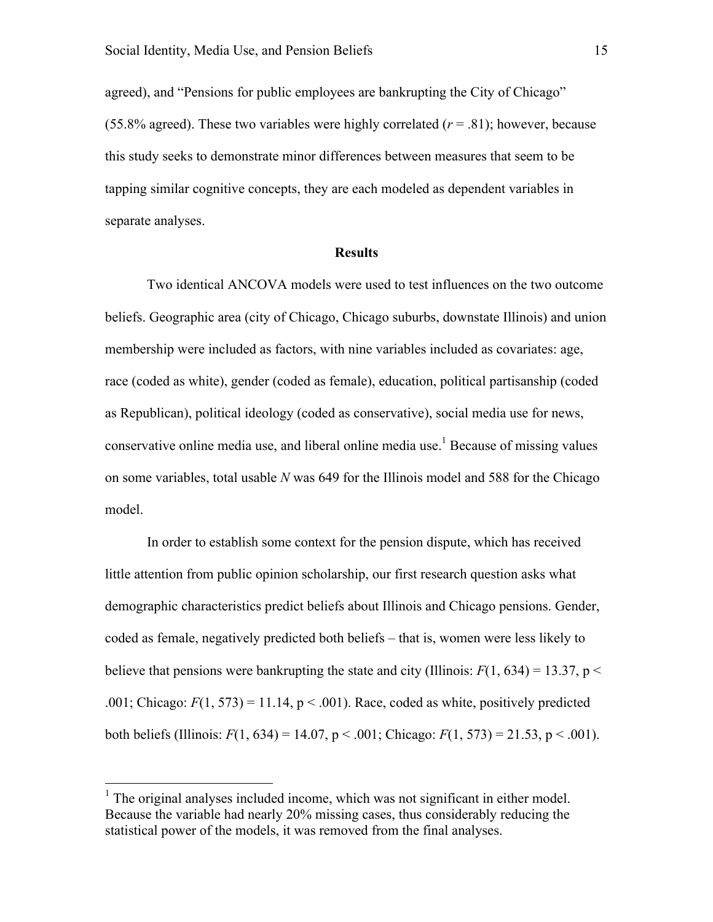agreed), and “Pensions for public employees are bankrupting the City of Chicago” (55.8% agreed). These two variables were highly correlated ($r = .81$); however, because this study seeks to demonstrate minor differences between measures that seem to be tapping similar cognitive concepts, they are each modeled as dependent variables in separate analyses.

## Results

Two identical ANCOVA models were used to test influences on the two outcome beliefs. Geographic area (city of Chicago, Chicago suburbs, downstate Illinois) and union membership were included as factors, with nine variables included as covariates: age, race (coded as white), gender (coded as female), education, political partisanship (coded as Republican), political ideology (coded as conservative), social media use for news, conservative online media use, and liberal online media use.[1] Because of missing values on some variables, total usable *N* was 649 for the Illinois model and 588 for the Chicago model.

In order to establish some context for the pension dispute, which has received little attention from public opinion scholarship, our first research question asks what demographic characteristics predict beliefs about Illinois and Chicago pensions. Gender, coded as female, negatively predicted both beliefs – that is, women were less likely to believe that pensions were bankrupting the state and city (Illinois: $F(1, 634) = 13.37$, $p < .001$; Chicago: $F(1, 573) = 11.14$, $p < .001$). Race, coded as white, positively predicted both beliefs (Illinois: $F(1, 634) = 14.07$, $p < .001$; Chicago: $F(1, 573) = 21.53$, $p < .001$).

[1] The original analyses included income, which was not significant in either model. Because the variable had nearly 20% missing cases, thus considerably reducing the statistical power of the models, it was removed from the final analyses.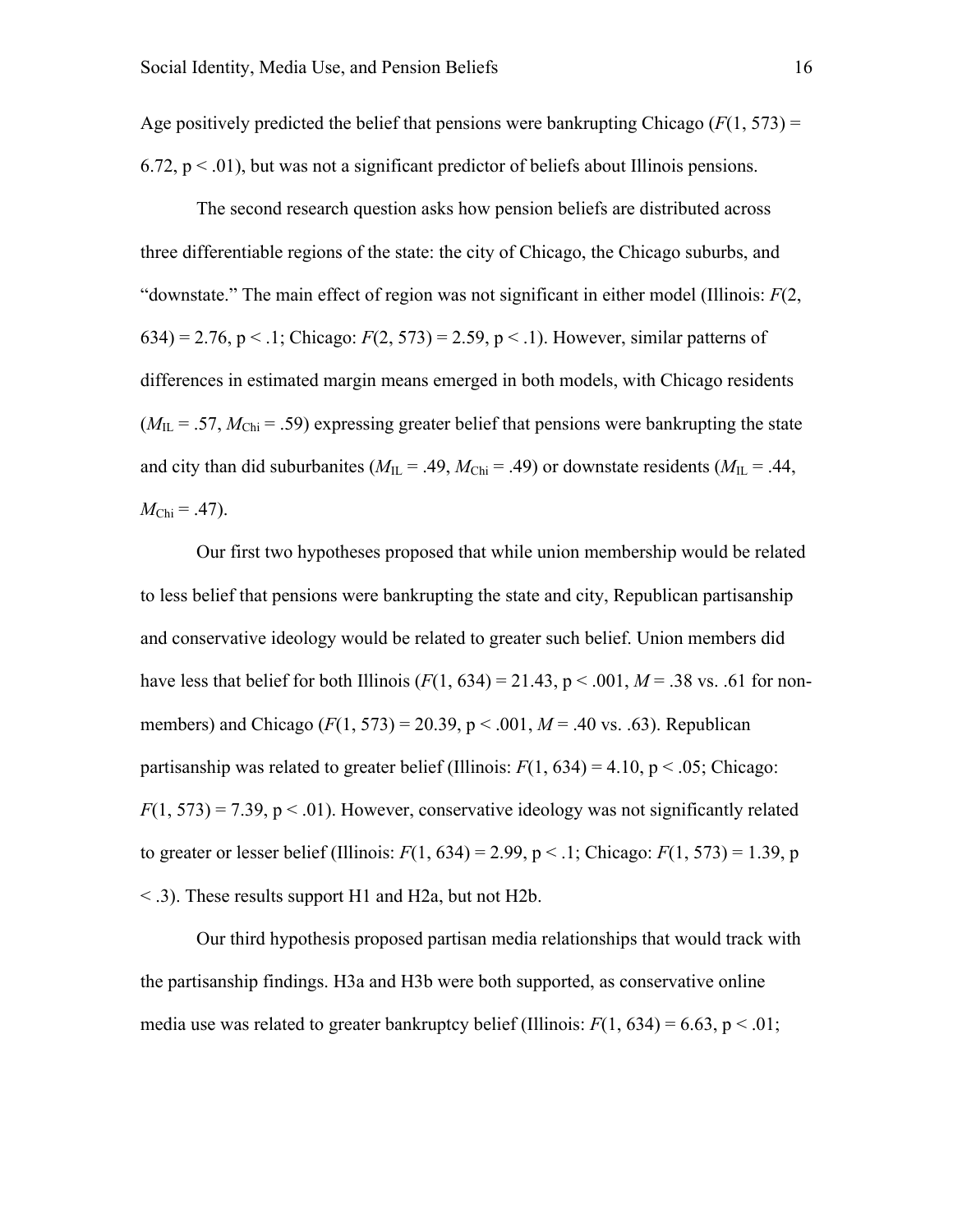Age positively predicted the belief that pensions were bankrupting Chicago ($F(1, 573) = 6.72$, $p < .01$), but was not a significant predictor of beliefs about Illinois pensions.

The second research question asks how pension beliefs are distributed across three differentiable regions of the state: the city of Chicago, the Chicago suburbs, and "downstate." The main effect of region was not significant in either model (Illinois: $F(2, 634) = 2.76$, $p < .1$; Chicago: $F(2, 573) = 2.59$, $p < .1$). However, similar patterns of differences in estimated margin means emerged in both models, with Chicago residents ($M_{\text{IL}} = .57$, $M_{\text{Chi}} = .59$) expressing greater belief that pensions were bankrupting the state and city than did suburbanites ($M_{\text{IL}} = .49$, $M_{\text{Chi}} = .49$) or downstate residents ($M_{\text{IL}} = .44$, $M_{\text{Chi}} = .47$).

Our first two hypotheses proposed that while union membership would be related to less belief that pensions were bankrupting the state and city, Republican partisanship and conservative ideology would be related to greater such belief. Union members did have less that belief for both Illinois ($F(1, 634) = 21.43$, $p < .001$, $M = .38$ vs. $.61$ for non-members) and Chicago ($F(1, 573) = 20.39$, $p < .001$, $M = .40$ vs. $.63$). Republican partisanship was related to greater belief (Illinois: $F(1, 634) = 4.10$, $p < .05$; Chicago: $F(1, 573) = 7.39$, $p < .01$). However, conservative ideology was not significantly related to greater or lesser belief (Illinois: $F(1, 634) = 2.99$, $p < .1$; Chicago: $F(1, 573) = 1.39$, $p < .3$). These results support H1 and H2a, but not H2b.

Our third hypothesis proposed partisan media relationships that would track with the partisanship findings. H3a and H3b were both supported, as conservative online media use was related to greater bankruptcy belief (Illinois: $F(1, 634) = 6.63$, $p < .01$;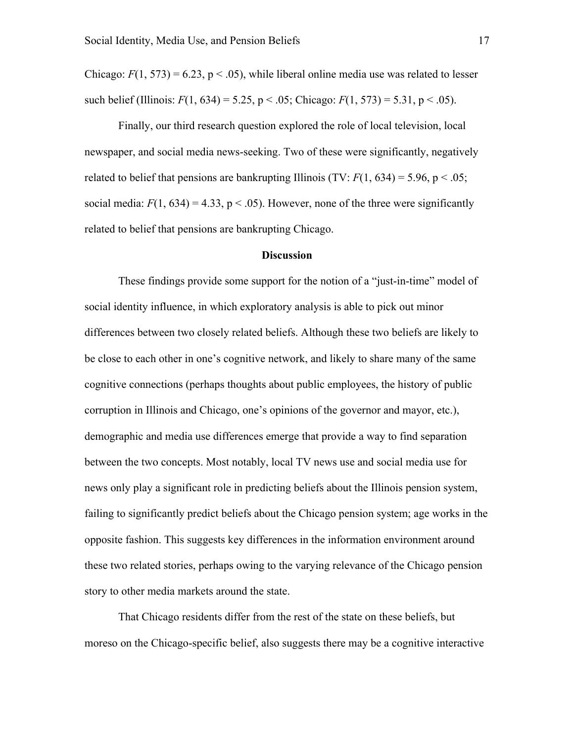Chicago: $F(1, 573) = 6.23$, $p < .05$), while liberal online media use was related to lesser such belief (Illinois: $F(1, 634) = 5.25$, $p < .05$; Chicago: $F(1, 573) = 5.31$, $p < .05$).

Finally, our third research question explored the role of local television, local newspaper, and social media news-seeking. Two of these were significantly, negatively related to belief that pensions are bankrupting Illinois (TV: $F(1, 634) = 5.96$, $p < .05$; social media: $F(1, 634) = 4.33$, $p < .05$). However, none of the three were significantly related to belief that pensions are bankrupting Chicago.

## Discussion

These findings provide some support for the notion of a "just-in-time" model of social identity influence, in which exploratory analysis is able to pick out minor differences between two closely related beliefs. Although these two beliefs are likely to be close to each other in one's cognitive network, and likely to share many of the same cognitive connections (perhaps thoughts about public employees, the history of public corruption in Illinois and Chicago, one's opinions of the governor and mayor, etc.), demographic and media use differences emerge that provide a way to find separation between the two concepts. Most notably, local TV news use and social media use for news only play a significant role in predicting beliefs about the Illinois pension system, failing to significantly predict beliefs about the Chicago pension system; age works in the opposite fashion. This suggests key differences in the information environment around these two related stories, perhaps owing to the varying relevance of the Chicago pension story to other media markets around the state.

That Chicago residents differ from the rest of the state on these beliefs, but moreso on the Chicago-specific belief, also suggests there may be a cognitive interactive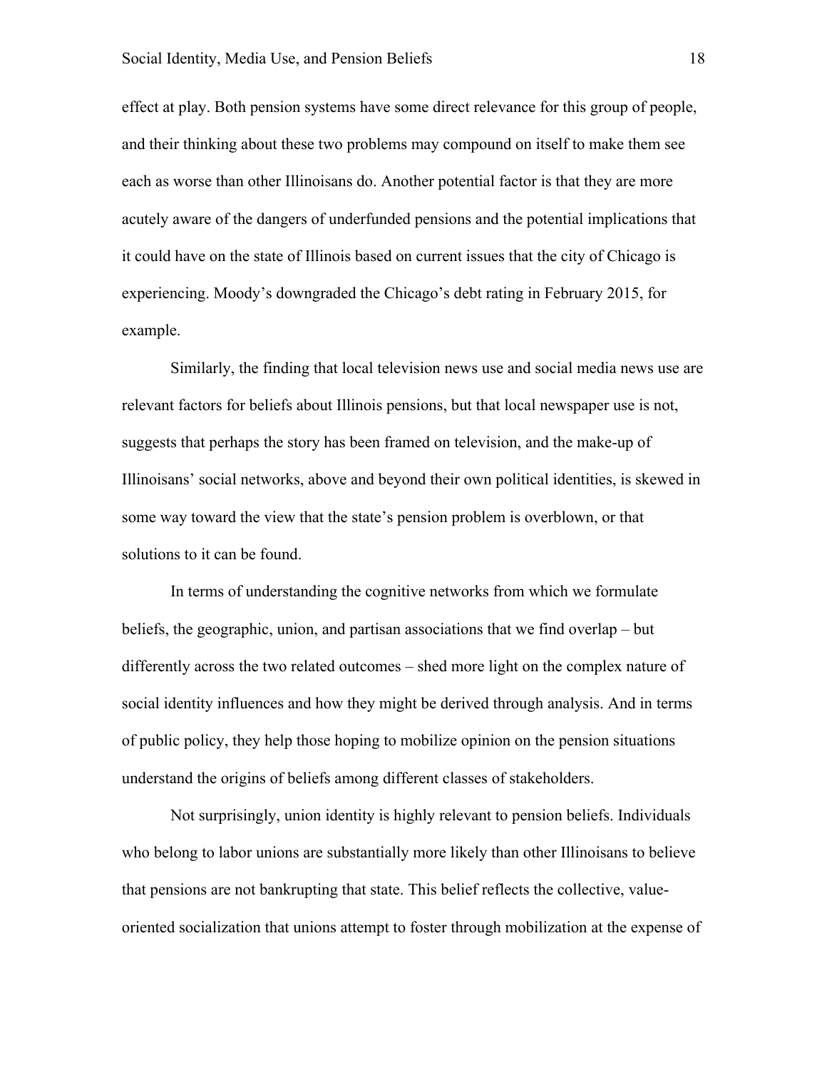effect at play. Both pension systems have some direct relevance for this group of people, and their thinking about these two problems may compound on itself to make them see each as worse than other Illinoisans do. Another potential factor is that they are more acutely aware of the dangers of underfunded pensions and the potential implications that it could have on the state of Illinois based on current issues that the city of Chicago is experiencing. Moody's downgraded the Chicago's debt rating in February 2015, for example.

Similarly, the finding that local television news use and social media news use are relevant factors for beliefs about Illinois pensions, but that local newspaper use is not, suggests that perhaps the story has been framed on television, and the make-up of Illinoisans' social networks, above and beyond their own political identities, is skewed in some way toward the view that the state's pension problem is overblown, or that solutions to it can be found.

In terms of understanding the cognitive networks from which we formulate beliefs, the geographic, union, and partisan associations that we find overlap – but differently across the two related outcomes – shed more light on the complex nature of social identity influences and how they might be derived through analysis. And in terms of public policy, they help those hoping to mobilize opinion on the pension situations understand the origins of beliefs among different classes of stakeholders.

Not surprisingly, union identity is highly relevant to pension beliefs. Individuals who belong to labor unions are substantially more likely than other Illinoisans to believe that pensions are not bankrupting that state. This belief reflects the collective, value-oriented socialization that unions attempt to foster through mobilization at the expense of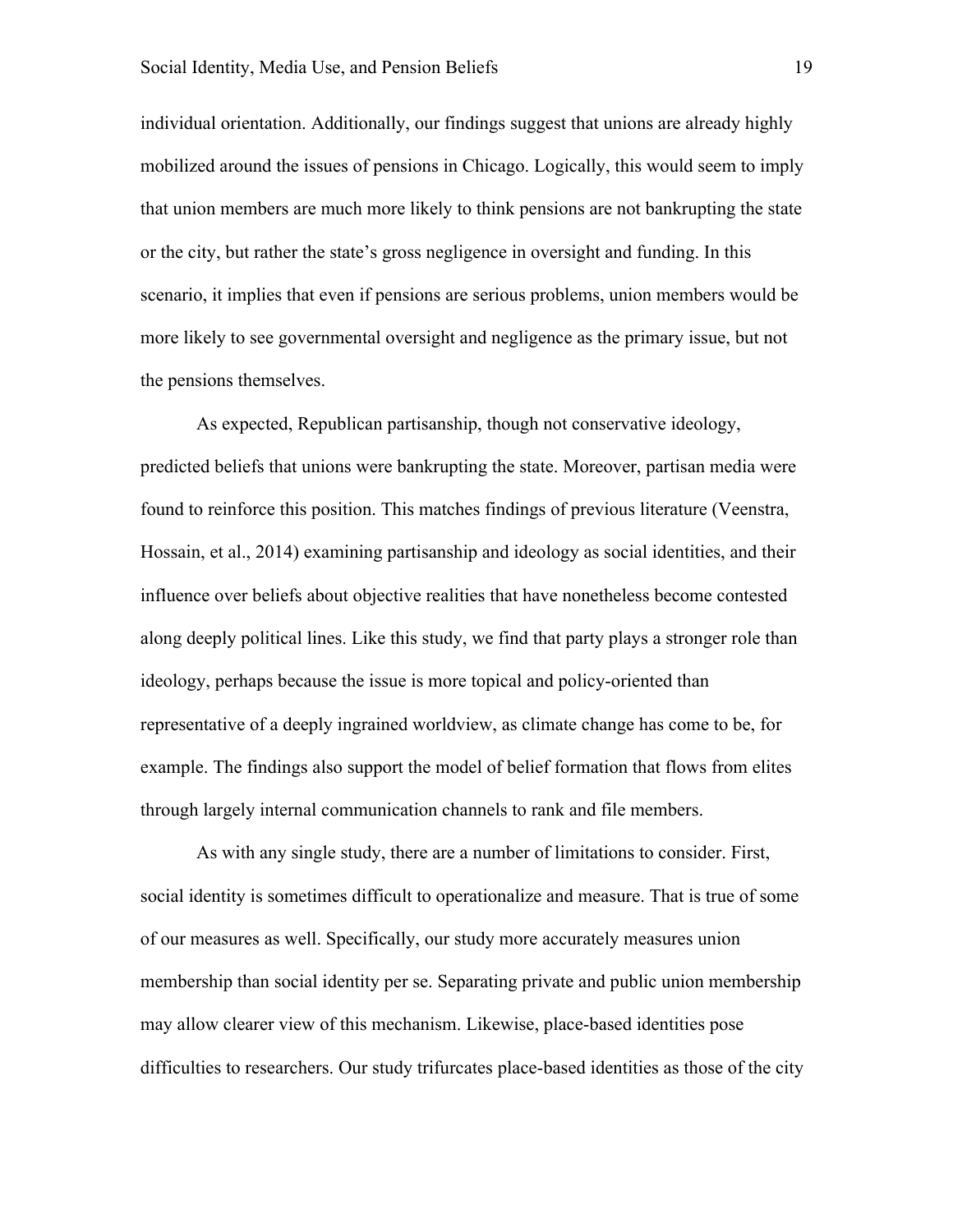individual orientation. Additionally, our findings suggest that unions are already highly mobilized around the issues of pensions in Chicago. Logically, this would seem to imply that union members are much more likely to think pensions are not bankrupting the state or the city, but rather the state's gross negligence in oversight and funding. In this scenario, it implies that even if pensions are serious problems, union members would be more likely to see governmental oversight and negligence as the primary issue, but not the pensions themselves.

As expected, Republican partisanship, though not conservative ideology, predicted beliefs that unions were bankrupting the state. Moreover, partisan media were found to reinforce this position. This matches findings of previous literature (Veenstra, Hossain, et al., 2014) examining partisanship and ideology as social identities, and their influence over beliefs about objective realities that have nonetheless become contested along deeply political lines. Like this study, we find that party plays a stronger role than ideology, perhaps because the issue is more topical and policy-oriented than representative of a deeply ingrained worldview, as climate change has come to be, for example. The findings also support the model of belief formation that flows from elites through largely internal communication channels to rank and file members.

As with any single study, there are a number of limitations to consider. First, social identity is sometimes difficult to operationalize and measure. That is true of some of our measures as well. Specifically, our study more accurately measures union membership than social identity per se. Separating private and public union membership may allow clearer view of this mechanism. Likewise, place-based identities pose difficulties to researchers. Our study trifurcates place-based identities as those of the city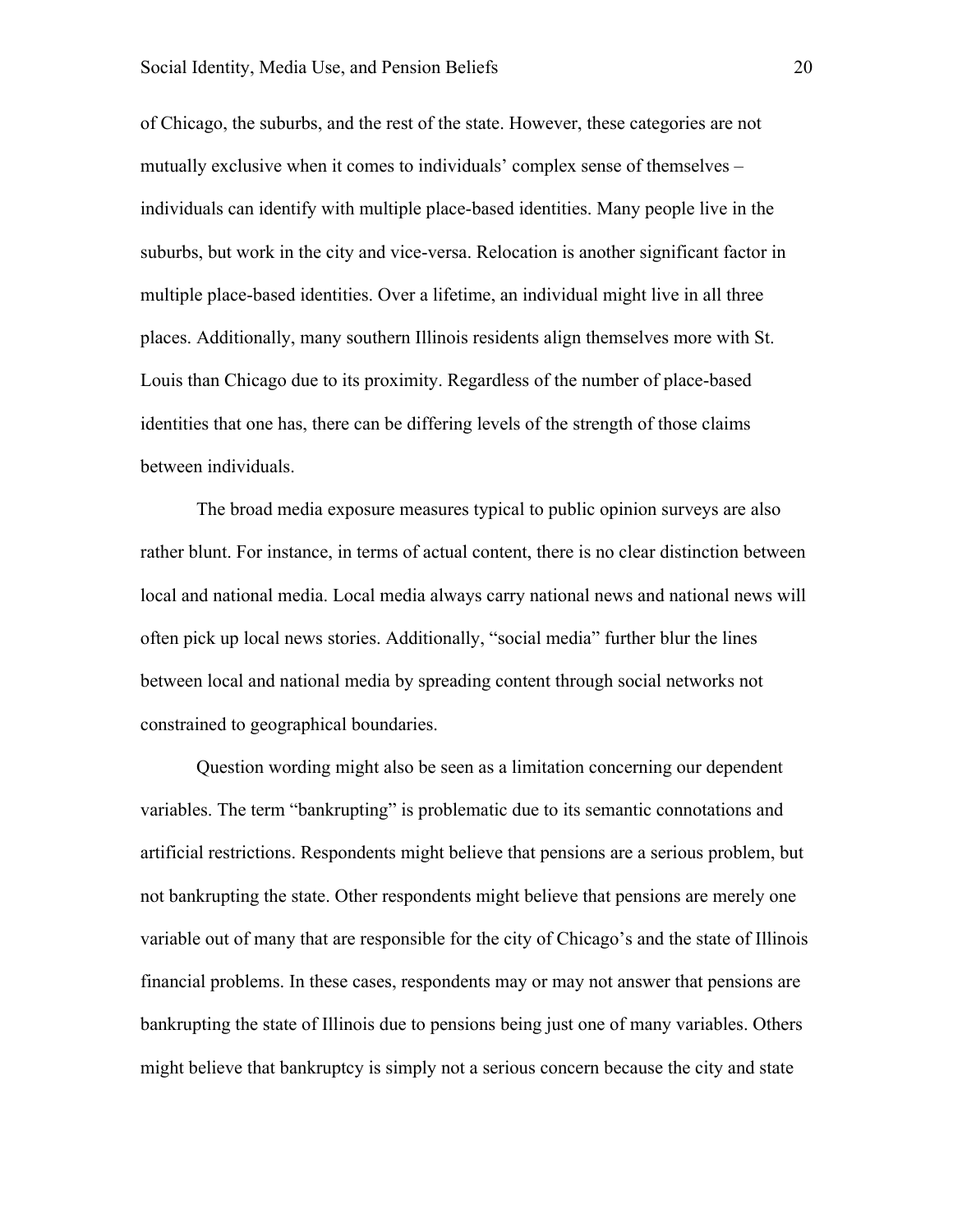of Chicago, the suburbs, and the rest of the state. However, these categories are not mutually exclusive when it comes to individuals' complex sense of themselves – individuals can identify with multiple place-based identities. Many people live in the suburbs, but work in the city and vice-versa. Relocation is another significant factor in multiple place-based identities. Over a lifetime, an individual might live in all three places. Additionally, many southern Illinois residents align themselves more with St. Louis than Chicago due to its proximity. Regardless of the number of place-based identities that one has, there can be differing levels of the strength of those claims between individuals.

The broad media exposure measures typical to public opinion surveys are also rather blunt. For instance, in terms of actual content, there is no clear distinction between local and national media. Local media always carry national news and national news will often pick up local news stories. Additionally, "social media" further blur the lines between local and national media by spreading content through social networks not constrained to geographical boundaries.

Question wording might also be seen as a limitation concerning our dependent variables. The term "bankrupting" is problematic due to its semantic connotations and artificial restrictions. Respondents might believe that pensions are a serious problem, but not bankrupting the state. Other respondents might believe that pensions are merely one variable out of many that are responsible for the city of Chicago's and the state of Illinois financial problems. In these cases, respondents may or may not answer that pensions are bankrupting the state of Illinois due to pensions being just one of many variables. Others might believe that bankruptcy is simply not a serious concern because the city and state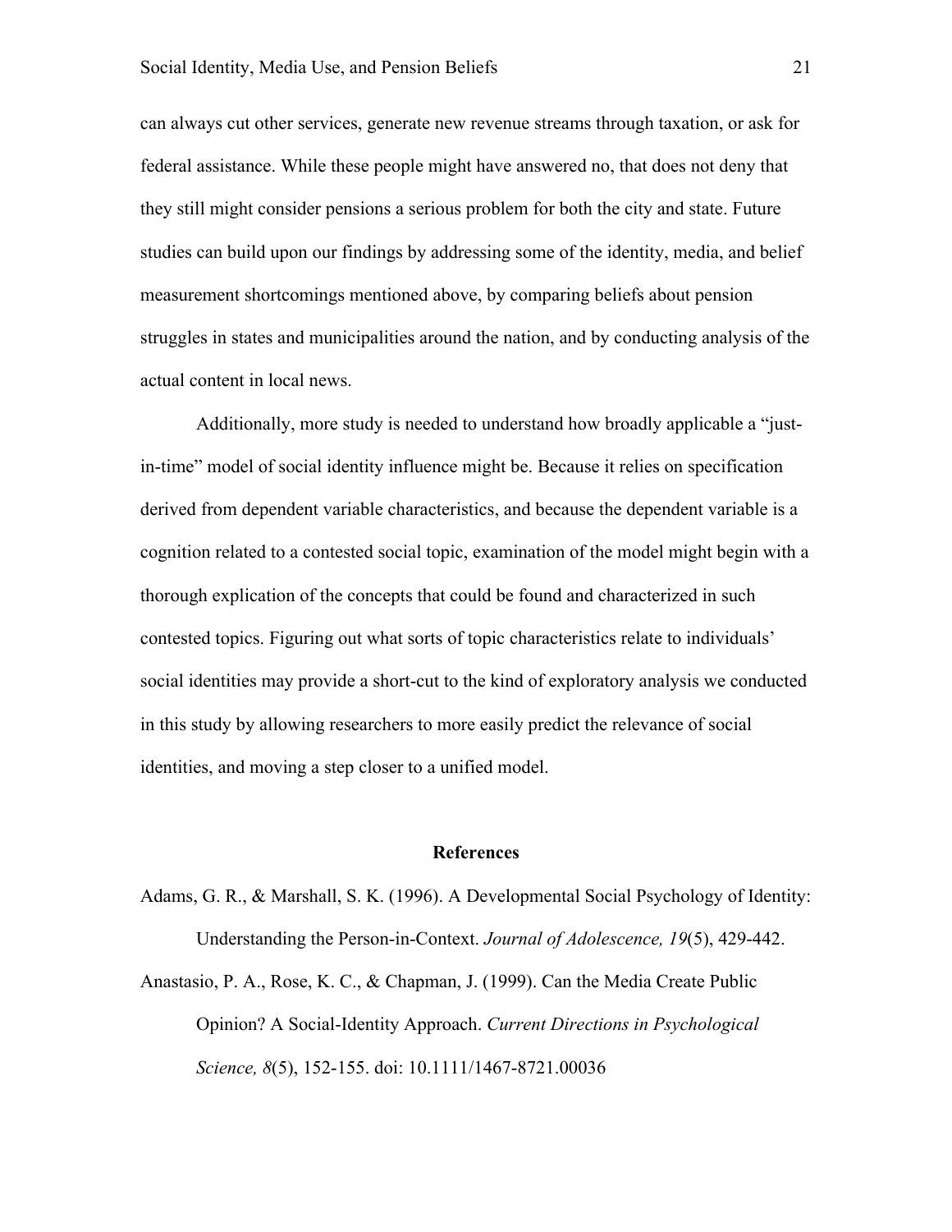can always cut other services, generate new revenue streams through taxation, or ask for federal assistance. While these people might have answered no, that does not deny that they still might consider pensions a serious problem for both the city and state. Future studies can build upon our findings by addressing some of the identity, media, and belief measurement shortcomings mentioned above, by comparing beliefs about pension struggles in states and municipalities around the nation, and by conducting analysis of the actual content in local news.

Additionally, more study is needed to understand how broadly applicable a "just-in-time" model of social identity influence might be. Because it relies on specification derived from dependent variable characteristics, and because the dependent variable is a cognition related to a contested social topic, examination of the model might begin with a thorough explication of the concepts that could be found and characterized in such contested topics. Figuring out what sorts of topic characteristics relate to individuals' social identities may provide a short-cut to the kind of exploratory analysis we conducted in this study by allowing researchers to more easily predict the relevance of social identities, and moving a step closer to a unified model.

## References

Adams, G. R., & Marshall, S. K. (1996). A Developmental Social Psychology of Identity: Understanding the Person-in-Context. *Journal of Adolescence, 19*(5), 429-442.

Anastasio, P. A., Rose, K. C., & Chapman, J. (1999). Can the Media Create Public Opinion? A Social-Identity Approach. *Current Directions in Psychological Science, 8*(5), 152-155. doi: 10.1111/1467-8721.00036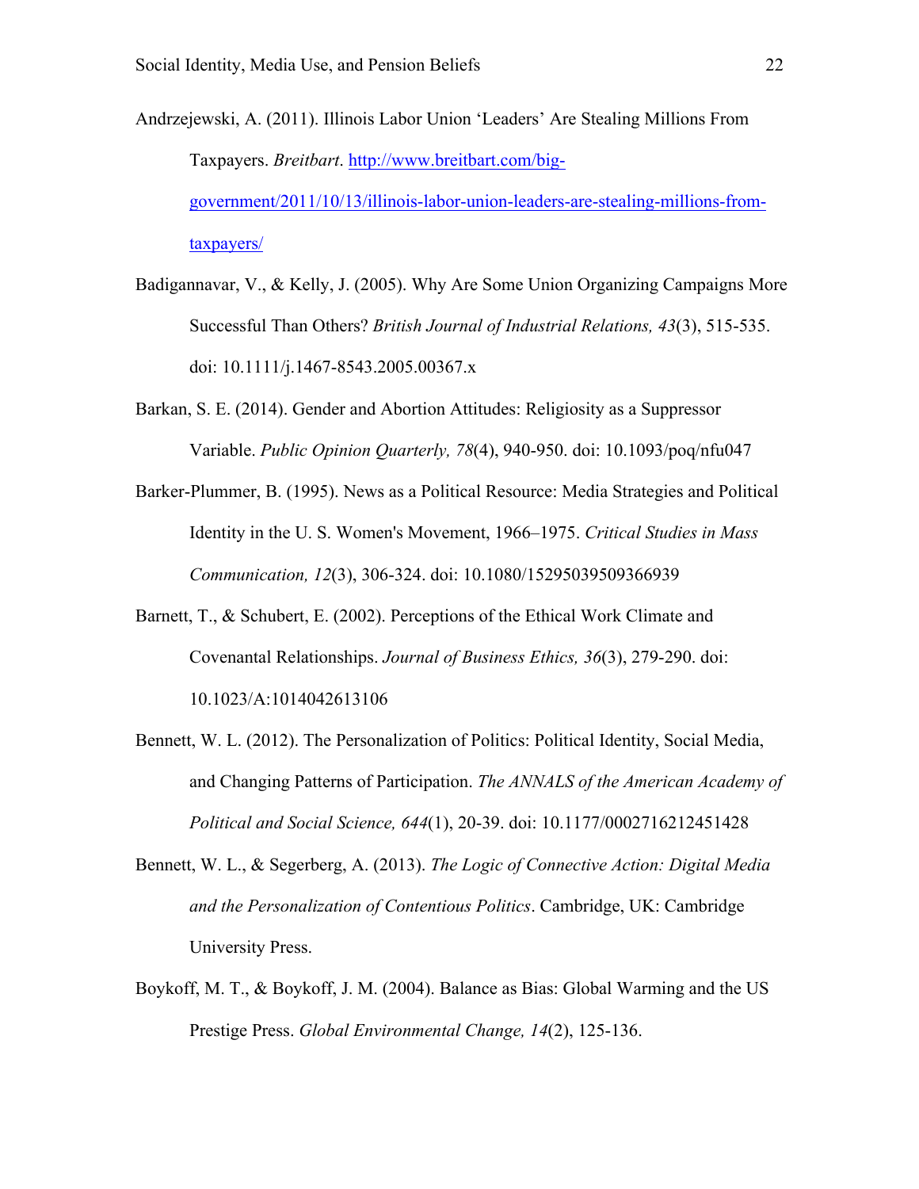Andrzejewski, A. (2011). Illinois Labor Union 'Leaders' Are Stealing Millions From Taxpayers. *Breitbart*. http://www.breitbart.com/big-government/2011/10/13/illinois-labor-union-leaders-are-stealing-millions-from-taxpayers/

Badigannavar, V., & Kelly, J. (2005). Why Are Some Union Organizing Campaigns More Successful Than Others? *British Journal of Industrial Relations, 43*(3), 515-535. doi: 10.1111/j.1467-8543.2005.00367.x

Barkan, S. E. (2014). Gender and Abortion Attitudes: Religiosity as a Suppressor Variable. *Public Opinion Quarterly, 78*(4), 940-950. doi: 10.1093/poq/nfu047

Barker-Plummer, B. (1995). News as a Political Resource: Media Strategies and Political Identity in the U. S. Women's Movement, 1966–1975. *Critical Studies in Mass Communication, 12*(3), 306-324. doi: 10.1080/15295039509366939

Barnett, T., & Schubert, E. (2002). Perceptions of the Ethical Work Climate and Covenantal Relationships. *Journal of Business Ethics, 36*(3), 279-290. doi: 10.1023/A:1014042613106

Bennett, W. L. (2012). The Personalization of Politics: Political Identity, Social Media, and Changing Patterns of Participation. *The ANNALS of the American Academy of Political and Social Science, 644*(1), 20-39. doi: 10.1177/0002716212451428

Bennett, W. L., & Segerberg, A. (2013). *The Logic of Connective Action: Digital Media and the Personalization of Contentious Politics*. Cambridge, UK: Cambridge University Press.

Boykoff, M. T., & Boykoff, J. M. (2004). Balance as Bias: Global Warming and the US Prestige Press. *Global Environmental Change, 14*(2), 125-136.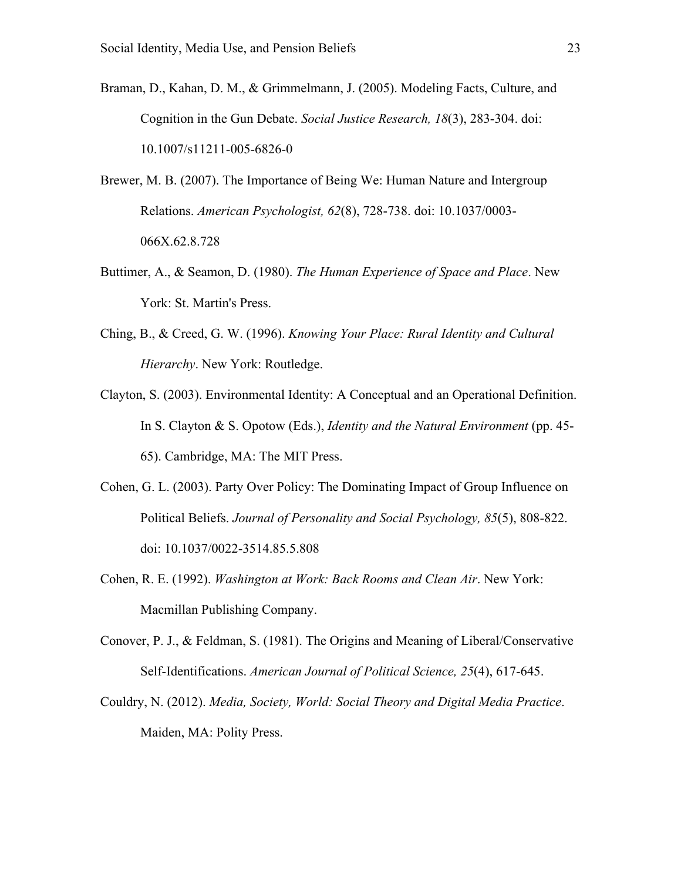Braman, D., Kahan, D. M., & Grimmelmann, J. (2005). Modeling Facts, Culture, and Cognition in the Gun Debate. *Social Justice Research, 18*(3), 283-304. doi: 10.1007/s11211-005-6826-0

Brewer, M. B. (2007). The Importance of Being We: Human Nature and Intergroup Relations. *American Psychologist, 62*(8), 728-738. doi: 10.1037/0003-066X.62.8.728

Buttimer, A., & Seamon, D. (1980). *The Human Experience of Space and Place*. New York: St. Martin's Press.

Ching, B., & Creed, G. W. (1996). *Knowing Your Place: Rural Identity and Cultural Hierarchy*. New York: Routledge.

Clayton, S. (2003). Environmental Identity: A Conceptual and an Operational Definition. In S. Clayton & S. Opotow (Eds.), *Identity and the Natural Environment* (pp. 45-65). Cambridge, MA: The MIT Press.

Cohen, G. L. (2003). Party Over Policy: The Dominating Impact of Group Influence on Political Beliefs. *Journal of Personality and Social Psychology, 85*(5), 808-822. doi: 10.1037/0022-3514.85.5.808

Cohen, R. E. (1992). *Washington at Work: Back Rooms and Clean Air*. New York: Macmillan Publishing Company.

Conover, P. J., & Feldman, S. (1981). The Origins and Meaning of Liberal/Conservative Self-Identifications. *American Journal of Political Science, 25*(4), 617-645.

Couldry, N. (2012). *Media, Society, World: Social Theory and Digital Media Practice*. Maiden, MA: Polity Press.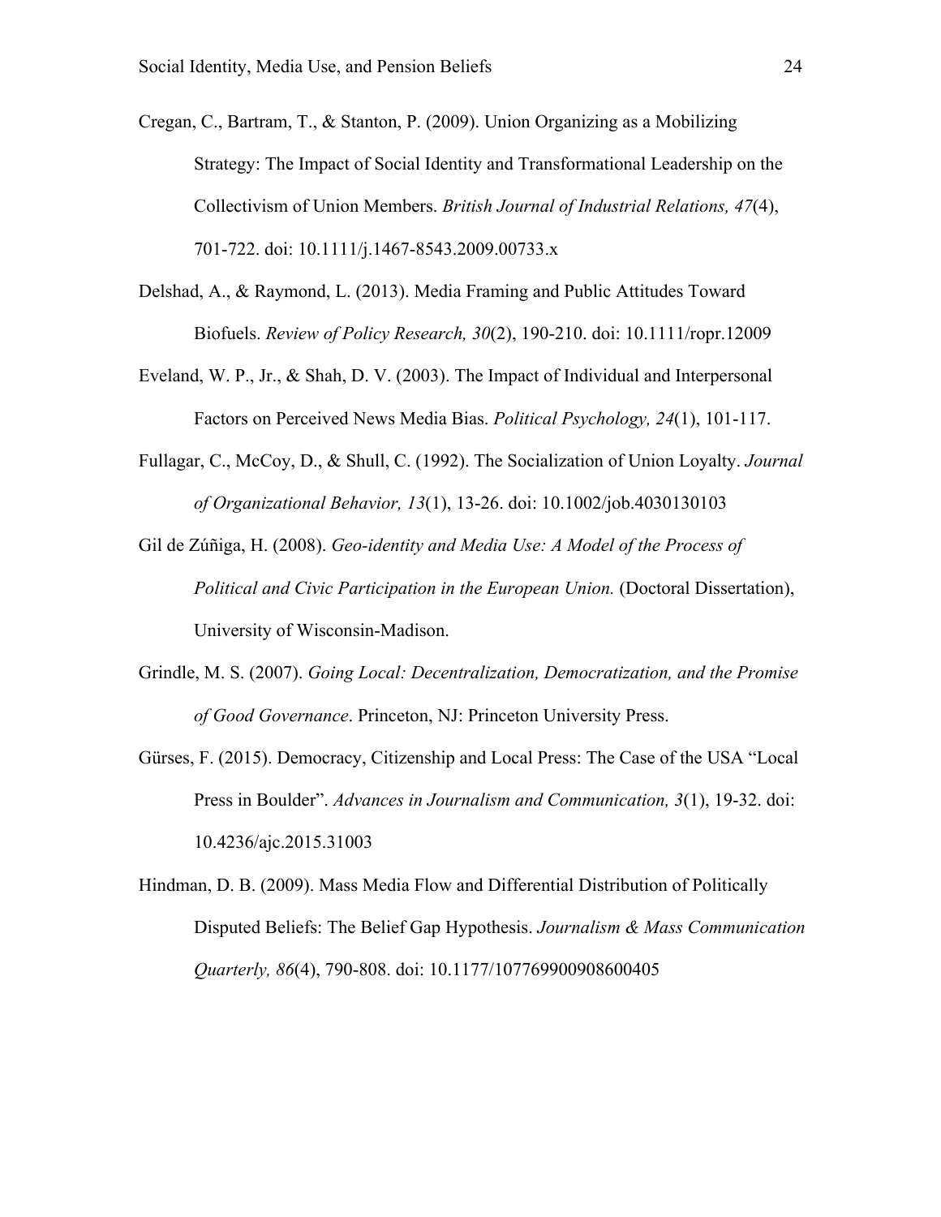Cregan, C., Bartram, T., & Stanton, P. (2009). Union Organizing as a Mobilizing Strategy: The Impact of Social Identity and Transformational Leadership on the Collectivism of Union Members. *British Journal of Industrial Relations, 47*(4), 701-722. doi: 10.1111/j.1467-8543.2009.00733.x

Delshad, A., & Raymond, L. (2013). Media Framing and Public Attitudes Toward Biofuels. *Review of Policy Research, 30*(2), 190-210. doi: 10.1111/ropr.12009

Eveland, W. P., Jr., & Shah, D. V. (2003). The Impact of Individual and Interpersonal Factors on Perceived News Media Bias. *Political Psychology, 24*(1), 101-117.

Fullagar, C., McCoy, D., & Shull, C. (1992). The Socialization of Union Loyalty. *Journal of Organizational Behavior, 13*(1), 13-26. doi: 10.1002/job.4030130103

Gil de Zúñiga, H. (2008). *Geo-identity and Media Use: A Model of the Process of Political and Civic Participation in the European Union.* (Doctoral Dissertation), University of Wisconsin-Madison.

Grindle, M. S. (2007). *Going Local: Decentralization, Democratization, and the Promise of Good Governance*. Princeton, NJ: Princeton University Press.

Gürses, F. (2015). Democracy, Citizenship and Local Press: The Case of the USA "Local Press in Boulder". *Advances in Journalism and Communication, 3*(1), 19-32. doi: 10.4236/ajc.2015.31003

Hindman, D. B. (2009). Mass Media Flow and Differential Distribution of Politically Disputed Beliefs: The Belief Gap Hypothesis. *Journalism & Mass Communication Quarterly, 86*(4), 790-808. doi: 10.1177/107769900908600405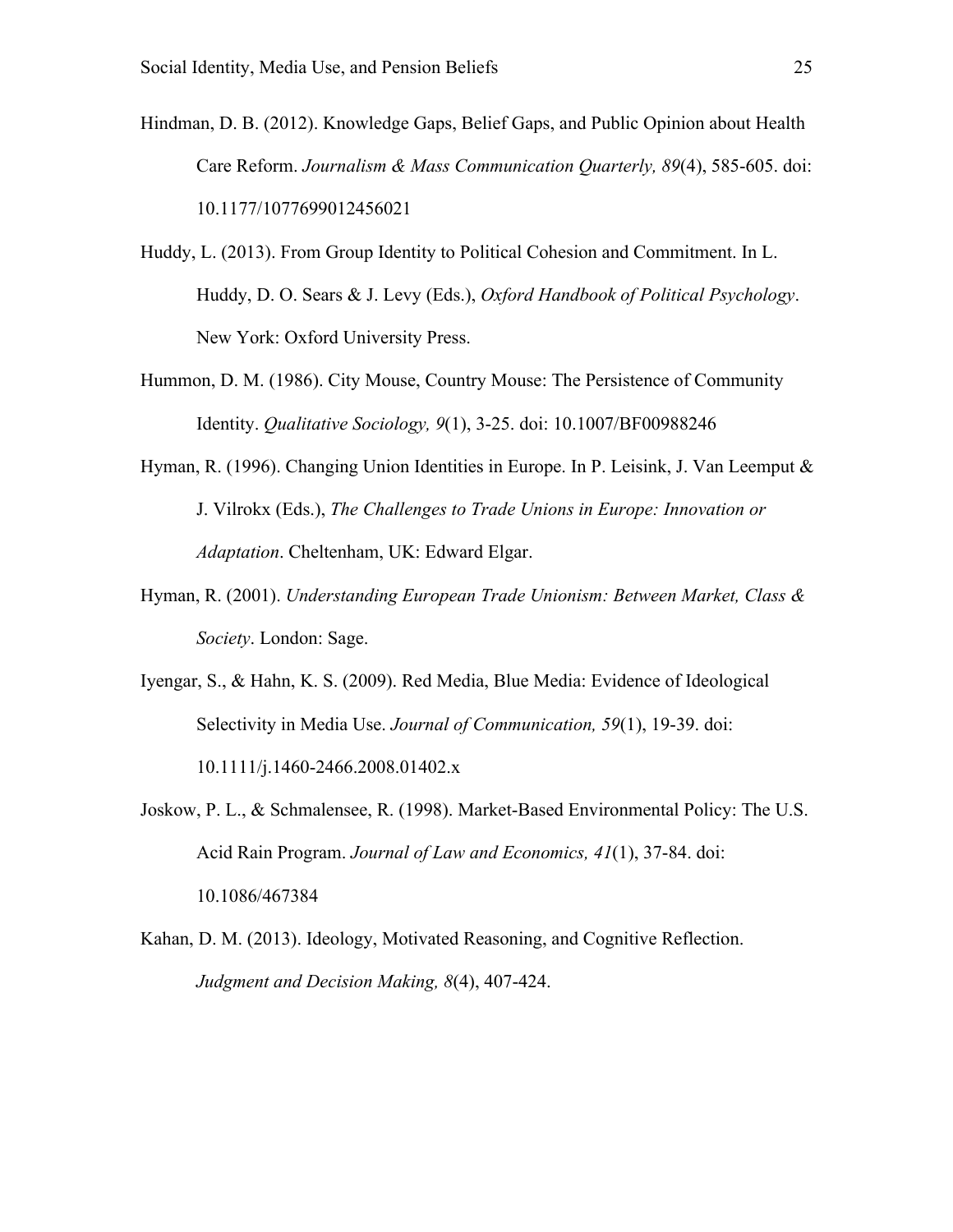Hindman, D. B. (2012). Knowledge Gaps, Belief Gaps, and Public Opinion about Health Care Reform. *Journalism & Mass Communication Quarterly, 89*(4), 585-605. doi: 10.1177/1077699012456021

Huddy, L. (2013). From Group Identity to Political Cohesion and Commitment. In L. Huddy, D. O. Sears & J. Levy (Eds.), *Oxford Handbook of Political Psychology*. New York: Oxford University Press.

Hummon, D. M. (1986). City Mouse, Country Mouse: The Persistence of Community Identity. *Qualitative Sociology, 9*(1), 3-25. doi: 10.1007/BF00988246

Hyman, R. (1996). Changing Union Identities in Europe. In P. Leisink, J. Van Leemput & J. Vilrokx (Eds.), *The Challenges to Trade Unions in Europe: Innovation or Adaptation*. Cheltenham, UK: Edward Elgar.

Hyman, R. (2001). *Understanding European Trade Unionism: Between Market, Class & Society*. London: Sage.

Iyengar, S., & Hahn, K. S. (2009). Red Media, Blue Media: Evidence of Ideological Selectivity in Media Use. *Journal of Communication, 59*(1), 19-39. doi: 10.1111/j.1460-2466.2008.01402.x

Joskow, P. L., & Schmalensee, R. (1998). Market-Based Environmental Policy: The U.S. Acid Rain Program. *Journal of Law and Economics, 41*(1), 37-84. doi: 10.1086/467384

Kahan, D. M. (2013). Ideology, Motivated Reasoning, and Cognitive Reflection. *Judgment and Decision Making, 8*(4), 407-424.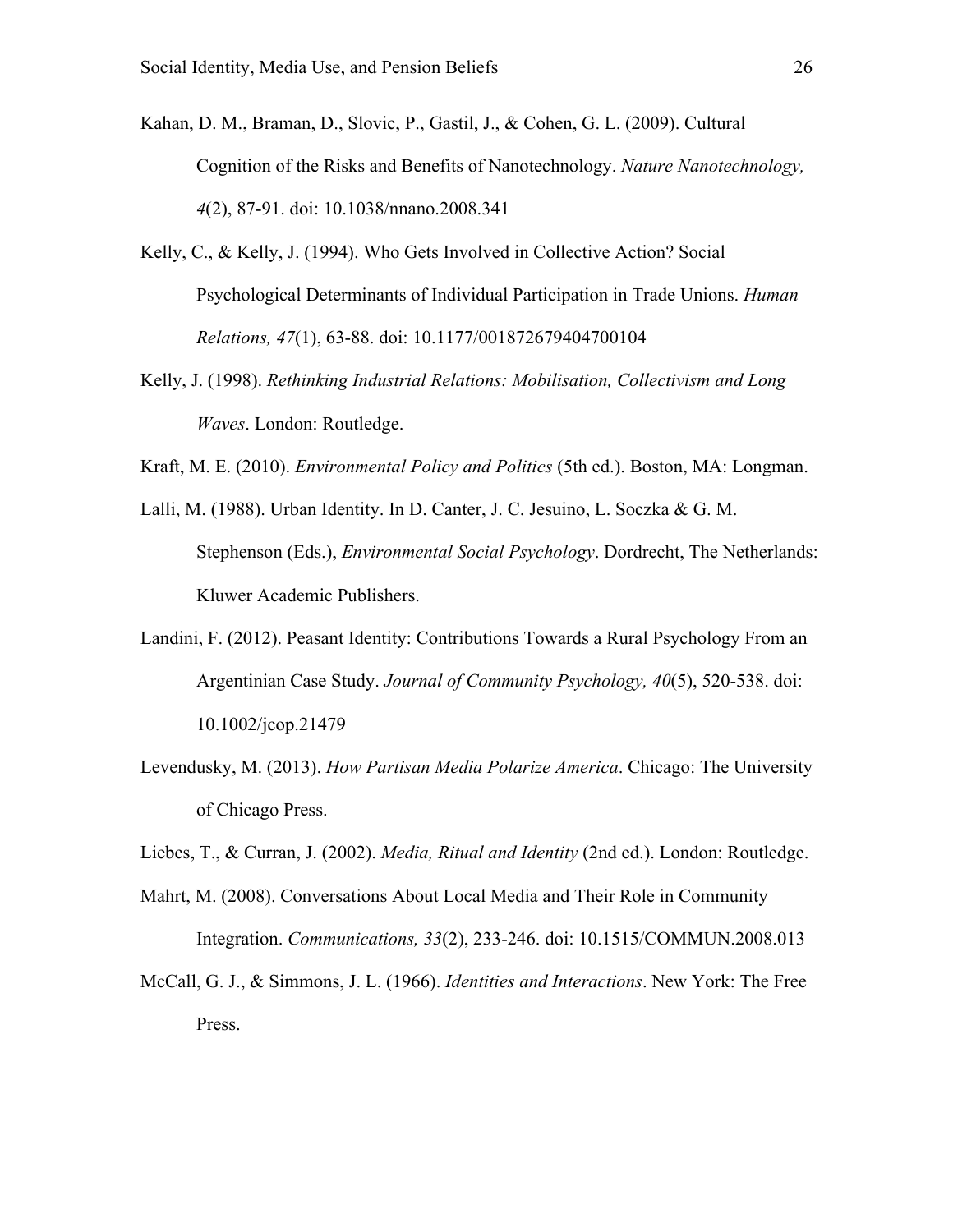Kahan, D. M., Braman, D., Slovic, P., Gastil, J., & Cohen, G. L. (2009). Cultural Cognition of the Risks and Benefits of Nanotechnology. *Nature Nanotechnology, 4*(2), 87-91. doi: 10.1038/nnano.2008.341

Kelly, C., & Kelly, J. (1994). Who Gets Involved in Collective Action? Social Psychological Determinants of Individual Participation in Trade Unions. *Human Relations, 47*(1), 63-88. doi: 10.1177/001872679404700104

Kelly, J. (1998). *Rethinking Industrial Relations: Mobilisation, Collectivism and Long Waves*. London: Routledge.

Kraft, M. E. (2010). *Environmental Policy and Politics* (5th ed.). Boston, MA: Longman.

Lalli, M. (1988). Urban Identity. In D. Canter, J. C. Jesuino, L. Soczka & G. M. Stephenson (Eds.), *Environmental Social Psychology*. Dordrecht, The Netherlands: Kluwer Academic Publishers.

Landini, F. (2012). Peasant Identity: Contributions Towards a Rural Psychology From an Argentinian Case Study. *Journal of Community Psychology, 40*(5), 520-538. doi: 10.1002/jcop.21479

Levendusky, M. (2013). *How Partisan Media Polarize America*. Chicago: The University of Chicago Press.

Liebes, T., & Curran, J. (2002). *Media, Ritual and Identity* (2nd ed.). London: Routledge.

Mahrt, M. (2008). Conversations About Local Media and Their Role in Community Integration. *Communications, 33*(2), 233-246. doi: 10.1515/COMMUN.2008.013

McCall, G. J., & Simmons, J. L. (1966). *Identities and Interactions*. New York: The Free Press.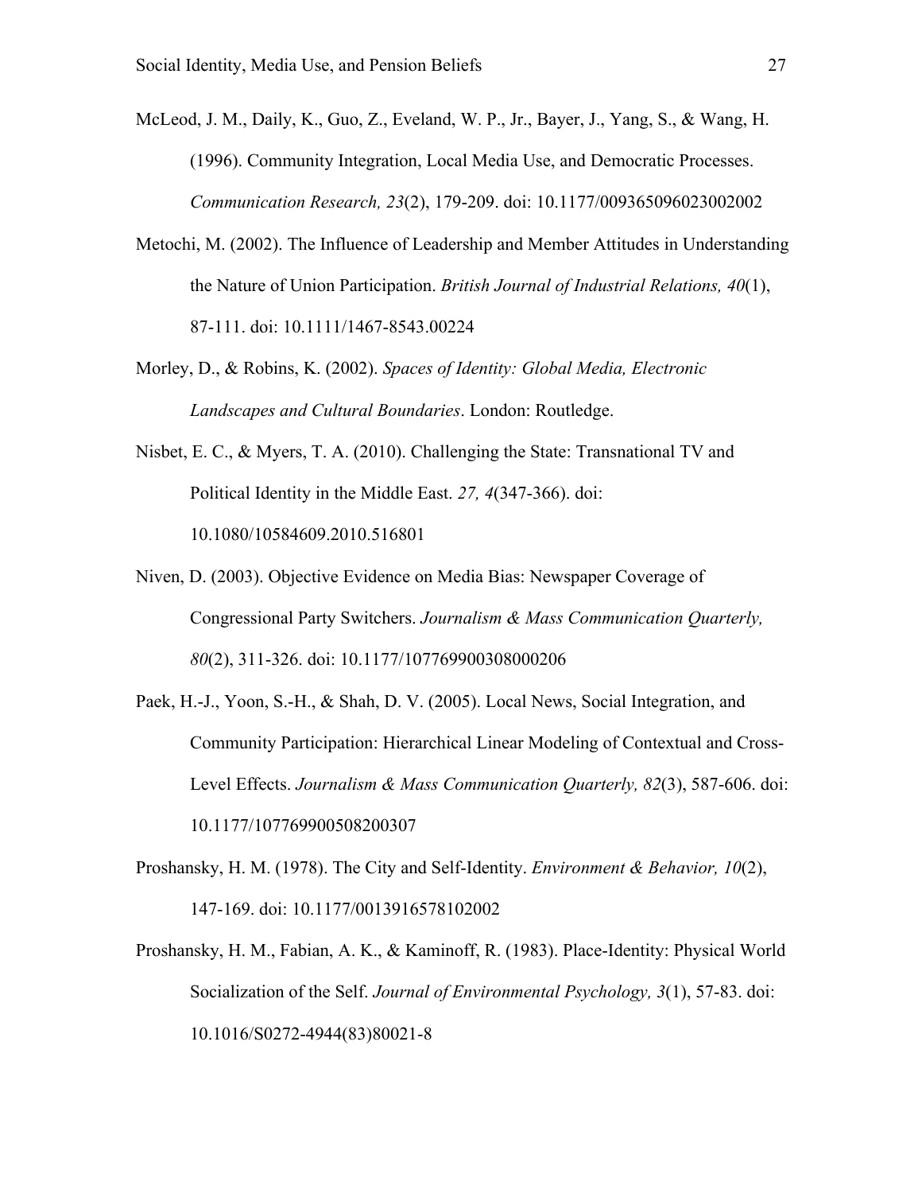McLeod, J. M., Daily, K., Guo, Z., Eveland, W. P., Jr., Bayer, J., Yang, S., & Wang, H. (1996). Community Integration, Local Media Use, and Democratic Processes. *Communication Research, 23*(2), 179-209. doi: 10.1177/009365096023002002

Metochi, M. (2002). The Influence of Leadership and Member Attitudes in Understanding the Nature of Union Participation. *British Journal of Industrial Relations, 40*(1), 87-111. doi: 10.1111/1467-8543.00224

Morley, D., & Robins, K. (2002). *Spaces of Identity: Global Media, Electronic Landscapes and Cultural Boundaries*. London: Routledge.

Nisbet, E. C., & Myers, T. A. (2010). Challenging the State: Transnational TV and Political Identity in the Middle East. *27, 4*(347-366). doi: 10.1080/10584609.2010.516801

Niven, D. (2003). Objective Evidence on Media Bias: Newspaper Coverage of Congressional Party Switchers. *Journalism & Mass Communication Quarterly, 80*(2), 311-326. doi: 10.1177/107769900308000206

Paek, H.-J., Yoon, S.-H., & Shah, D. V. (2005). Local News, Social Integration, and Community Participation: Hierarchical Linear Modeling of Contextual and Cross-Level Effects. *Journalism & Mass Communication Quarterly, 82*(3), 587-606. doi: 10.1177/107769900508200307

Proshansky, H. M. (1978). The City and Self-Identity. *Environment & Behavior, 10*(2), 147-169. doi: 10.1177/0013916578102002

Proshansky, H. M., Fabian, A. K., & Kaminoff, R. (1983). Place-Identity: Physical World Socialization of the Self. *Journal of Environmental Psychology, 3*(1), 57-83. doi: 10.1016/S0272-4944(83)80021-8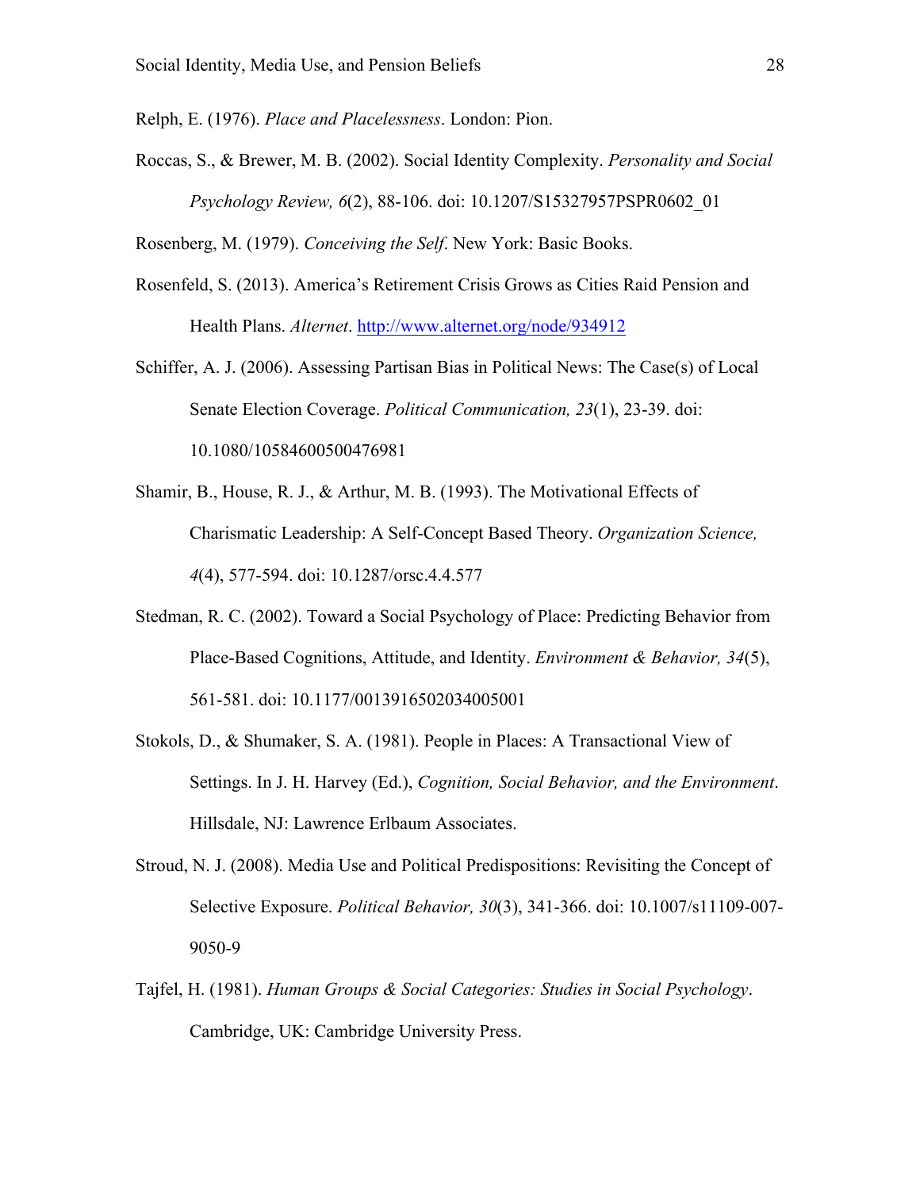Relph, E. (1976). *Place and Placelessness*. London: Pion.

Roccas, S., & Brewer, M. B. (2002). Social Identity Complexity. *Personality and Social Psychology Review, 6*(2), 88-106. doi: 10.1207/S15327957PSPR0602_01

Rosenberg, M. (1979). *Conceiving the Self*. New York: Basic Books.

Rosenfeld, S. (2013). America's Retirement Crisis Grows as Cities Raid Pension and Health Plans. *Alternet*. http://www.alternet.org/node/934912

Schiffer, A. J. (2006). Assessing Partisan Bias in Political News: The Case(s) of Local Senate Election Coverage. *Political Communication, 23*(1), 23-39. doi: 10.1080/10584600500476981

Shamir, B., House, R. J., & Arthur, M. B. (1993). The Motivational Effects of Charismatic Leadership: A Self-Concept Based Theory. *Organization Science, 4*(4), 577-594. doi: 10.1287/orsc.4.4.577

Stedman, R. C. (2002). Toward a Social Psychology of Place: Predicting Behavior from Place-Based Cognitions, Attitude, and Identity. *Environment & Behavior, 34*(5), 561-581. doi: 10.1177/0013916502034005001

Stokols, D., & Shumaker, S. A. (1981). People in Places: A Transactional View of Settings. In J. H. Harvey (Ed.), *Cognition, Social Behavior, and the Environment*. Hillsdale, NJ: Lawrence Erlbaum Associates.

Stroud, N. J. (2008). Media Use and Political Predispositions: Revisiting the Concept of Selective Exposure. *Political Behavior, 30*(3), 341-366. doi: 10.1007/s11109-007-9050-9

Tajfel, H. (1981). *Human Groups & Social Categories: Studies in Social Psychology*. Cambridge, UK: Cambridge University Press.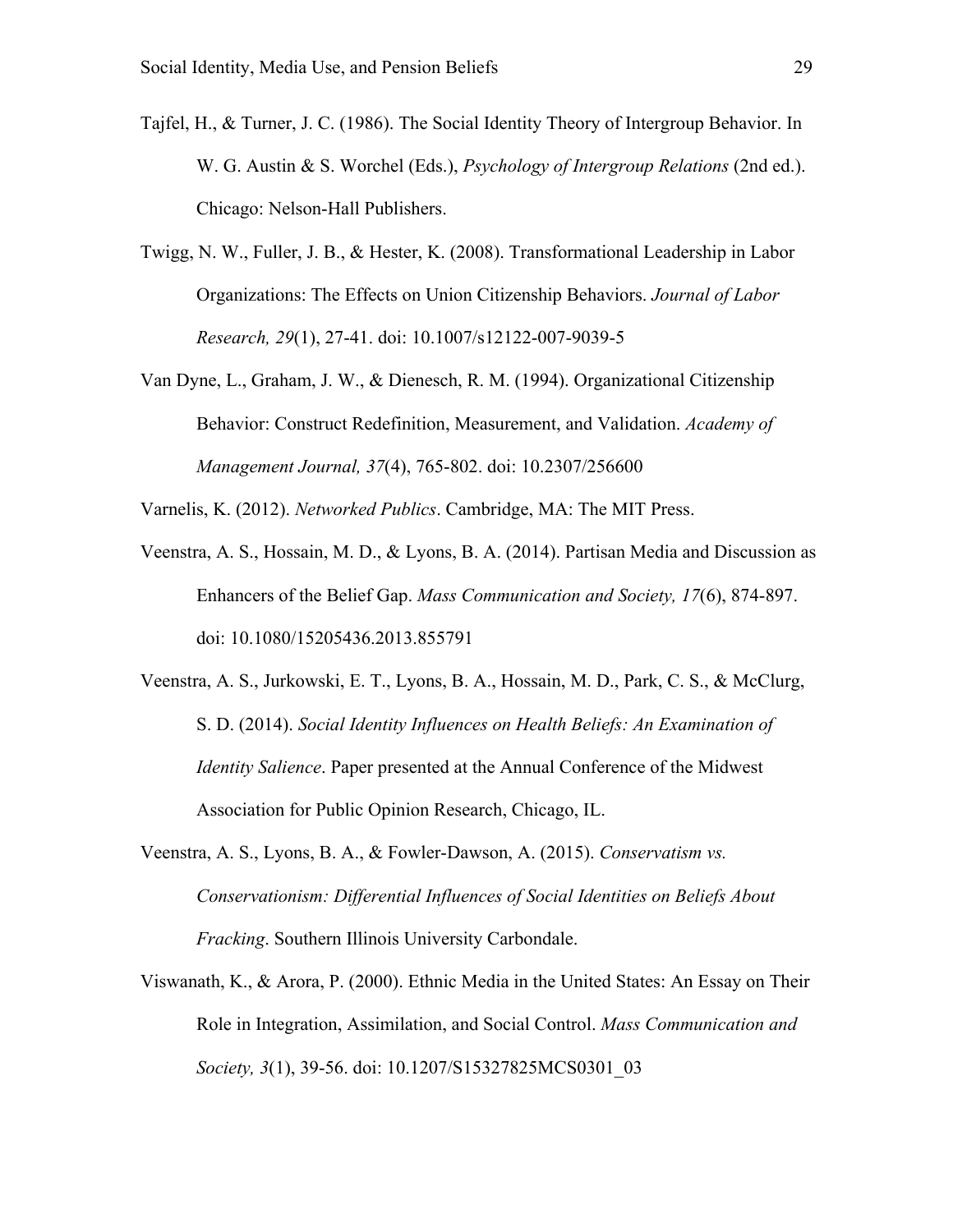Tajfel, H., & Turner, J. C. (1986). The Social Identity Theory of Intergroup Behavior. In W. G. Austin & S. Worchel (Eds.), *Psychology of Intergroup Relations* (2nd ed.). Chicago: Nelson-Hall Publishers.

Twigg, N. W., Fuller, J. B., & Hester, K. (2008). Transformational Leadership in Labor Organizations: The Effects on Union Citizenship Behaviors. *Journal of Labor Research, 29*(1), 27-41. doi: 10.1007/s12122-007-9039-5

Van Dyne, L., Graham, J. W., & Dienesch, R. M. (1994). Organizational Citizenship Behavior: Construct Redefinition, Measurement, and Validation. *Academy of Management Journal, 37*(4), 765-802. doi: 10.2307/256600

Varnelis, K. (2012). *Networked Publics*. Cambridge, MA: The MIT Press.

Veenstra, A. S., Hossain, M. D., & Lyons, B. A. (2014). Partisan Media and Discussion as Enhancers of the Belief Gap. *Mass Communication and Society, 17*(6), 874-897. doi: 10.1080/15205436.2013.855791

Veenstra, A. S., Jurkowski, E. T., Lyons, B. A., Hossain, M. D., Park, C. S., & McClurg, S. D. (2014). *Social Identity Influences on Health Beliefs: An Examination of Identity Salience*. Paper presented at the Annual Conference of the Midwest Association for Public Opinion Research, Chicago, IL.

Veenstra, A. S., Lyons, B. A., & Fowler-Dawson, A. (2015). *Conservatism vs. Conservationism: Differential Influences of Social Identities on Beliefs About Fracking*. Southern Illinois University Carbondale.

Viswanath, K., & Arora, P. (2000). Ethnic Media in the United States: An Essay on Their Role in Integration, Assimilation, and Social Control. *Mass Communication and Society, 3*(1), 39-56. doi: 10.1207/S15327825MCS0301_03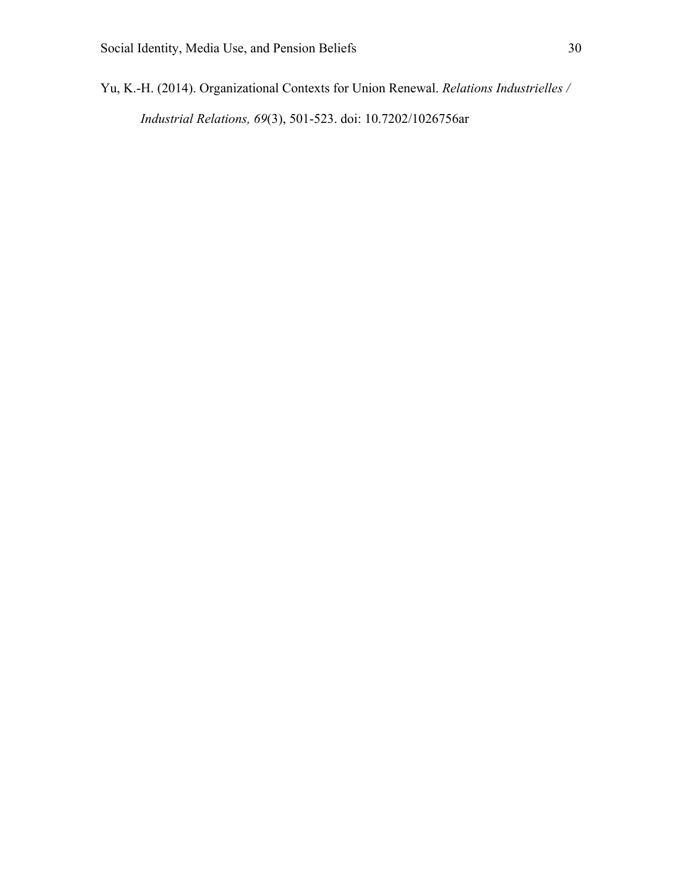Yu, K.-H. (2014). Organizational Contexts for Union Renewal. *Relations Industrielles / Industrial Relations, 69*(3), 501-523. doi: 10.7202/1026756ar